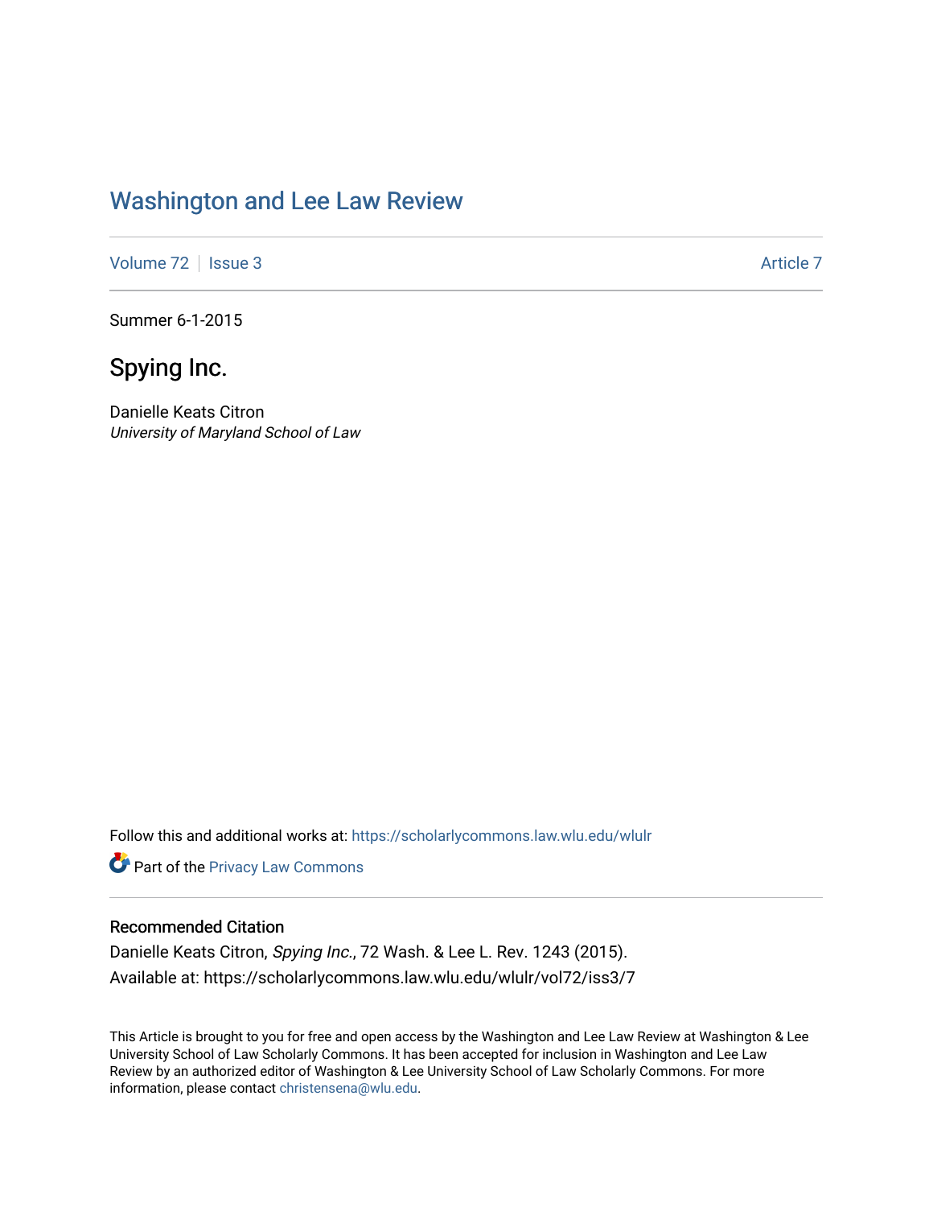# Washington and Lee Law Review

Volume 72 | Issue 3 | Article 7

Summer 6-1-2015

## Spying Inc.

Danielle Keats Citron
*University of Maryland School of Law*

Follow this and additional works at: https://scholarlycommons.law.wlu.edu/wlulr

Part of the Privacy Law Commons

### Recommended Citation

Danielle Keats Citron, *Spying Inc.*, 72 Wash. & Lee L. Rev. 1243 (2015).
Available at: https://scholarlycommons.law.wlu.edu/wlulr/vol72/iss3/7

This Article is brought to you for free and open access by the Washington and Lee Law Review at Washington & Lee University School of Law Scholarly Commons. It has been accepted for inclusion in Washington and Lee Law Review by an authorized editor of Washington & Lee University School of Law Scholarly Commons. For more information, please contact christensena@wlu.edu.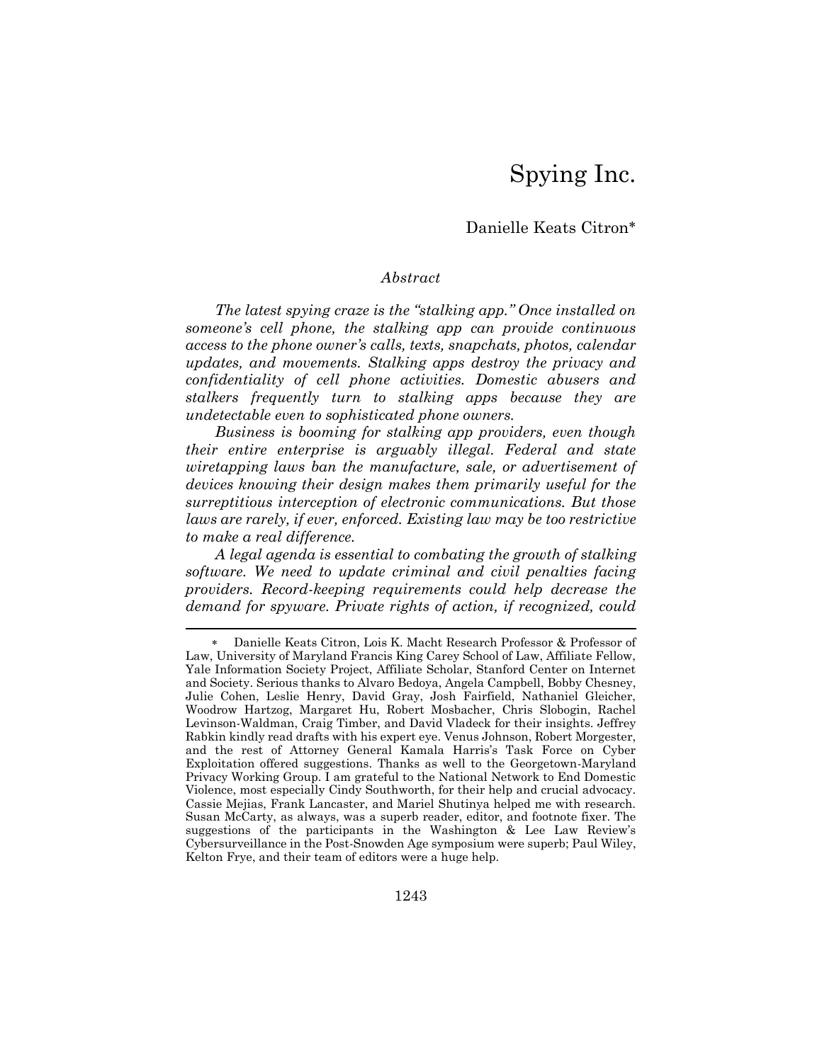# Spying Inc.

Danielle Keats Citron*

## *Abstract*

*The latest spying craze is the "stalking app." Once installed on someone's cell phone, the stalking app can provide continuous access to the phone owner's calls, texts, snapchats, photos, calendar updates, and movements. Stalking apps destroy the privacy and confidentiality of cell phone activities. Domestic abusers and stalkers frequently turn to stalking apps because they are undetectable even to sophisticated phone owners.*

*Business is booming for stalking app providers, even though their entire enterprise is arguably illegal. Federal and state wiretapping laws ban the manufacture, sale, or advertisement of devices knowing their design makes them primarily useful for the surreptitious interception of electronic communications. But those laws are rarely, if ever, enforced. Existing law may be too restrictive to make a real difference.*

*A legal agenda is essential to combating the growth of stalking software. We need to update criminal and civil penalties facing providers. Record-keeping requirements could help decrease the demand for spyware. Private rights of action, if recognized, could*

---

\* Danielle Keats Citron, Lois K. Macht Research Professor & Professor of Law, University of Maryland Francis King Carey School of Law, Affiliate Fellow, Yale Information Society Project, Affiliate Scholar, Stanford Center on Internet and Society. Serious thanks to Alvaro Bedoya, Angela Campbell, Bobby Chesney, Julie Cohen, Leslie Henry, David Gray, Josh Fairfield, Nathaniel Gleicher, Woodrow Hartzog, Margaret Hu, Robert Mosbacher, Chris Slobogin, Rachel Levinson-Waldman, Craig Timber, and David Vladeck for their insights. Jeffrey Rabkin kindly read drafts with his expert eye. Venus Johnson, Robert Morgester, and the rest of Attorney General Kamala Harris's Task Force on Cyber Exploitation offered suggestions. Thanks as well to the Georgetown-Maryland Privacy Working Group. I am grateful to the National Network to End Domestic Violence, most especially Cindy Southworth, for their help and crucial advocacy. Cassie Mejias, Frank Lancaster, and Mariel Shutinya helped me with research. Susan McCarty, as always, was a superb reader, editor, and footnote fixer. The suggestions of the participants in the Washington & Lee Law Review's Cybersurveillance in the Post-Snowden Age symposium were superb; Paul Wiley, Kelton Frye, and their team of editors were a huge help.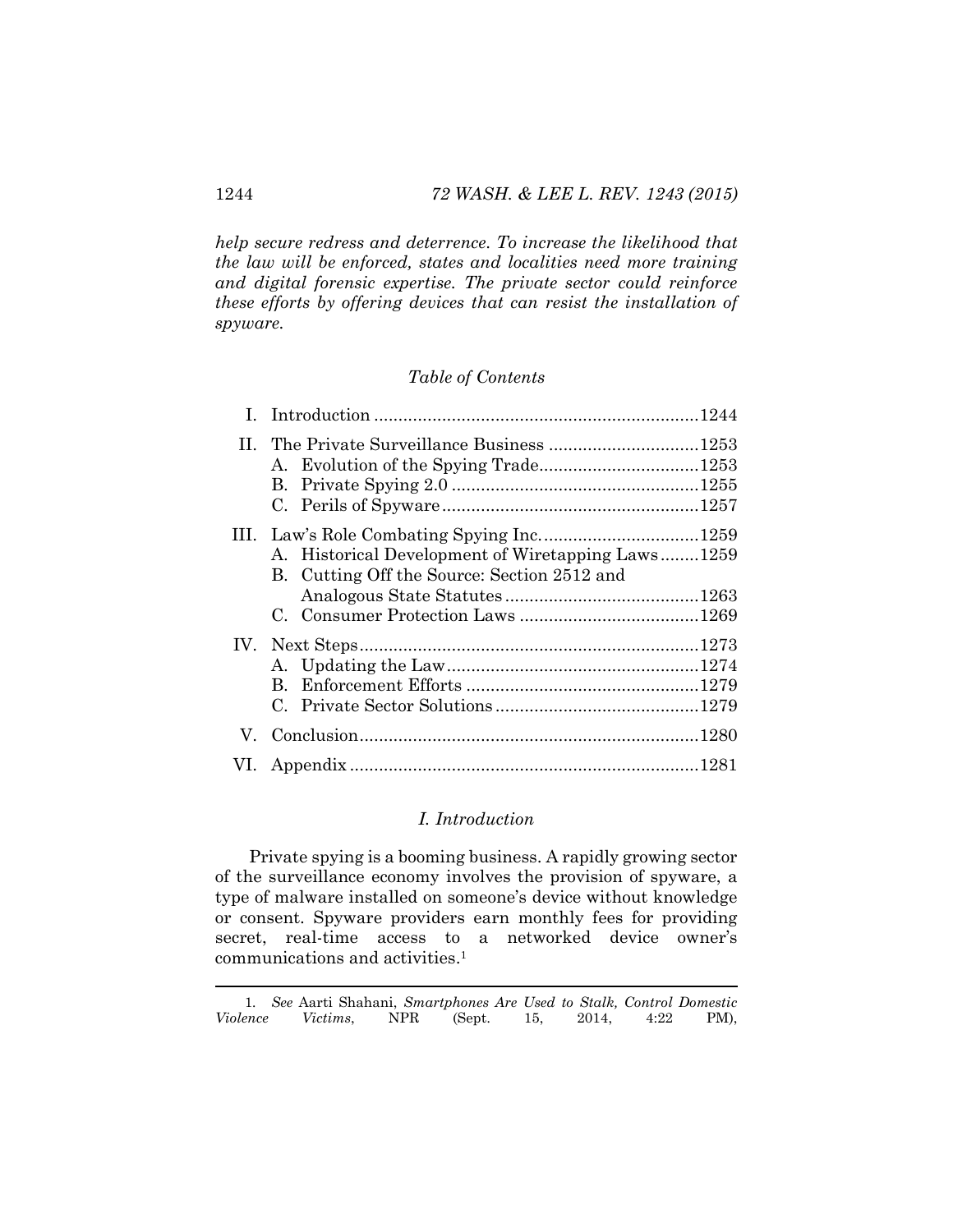*help secure redress and deterrence. To increase the likelihood that the law will be enforced, states and localities need more training and digital forensic expertise. The private sector could reinforce these efforts by offering devices that can resist the installation of spyware.*

*Table of Contents*

I. Introduction .......................................................................1244

II. The Private Surveillance Business ...............................1253
- A. Evolution of the Spying Trade.................................1253
- B. Private Spying 2.0 ..................................................1255
- C. Perils of Spyware....................................................1257

III. Law's Role Combating Spying Inc. ...............................1259
- A. Historical Development of Wiretapping Laws........1259
- B. Cutting Off the Source: Section 2512 and Analogous State Statutes........................................1263
- C. Consumer Protection Laws .....................................1269

IV. Next Steps.....................................................................1273
- A. Updating the Law....................................................1274
- B. Enforcement Efforts ................................................1279
- C. Private Sector Solutions ..........................................1279

V. Conclusion.....................................................................1280

VI. Appendix .......................................................................1281

## *I. Introduction*

Private spying is a booming business. A rapidly growing sector of the surveillance economy involves the provision of spyware, a type of malware installed on someone's device without knowledge or consent. Spyware providers earn monthly fees for providing secret, real-time access to a networked device owner's communications and activities.[1]

---

1. *See* Aarti Shahani, *Smartphones Are Used to Stalk, Control Domestic Violence Victims*, NPR (Sept. 15, 2014, 4:22 PM),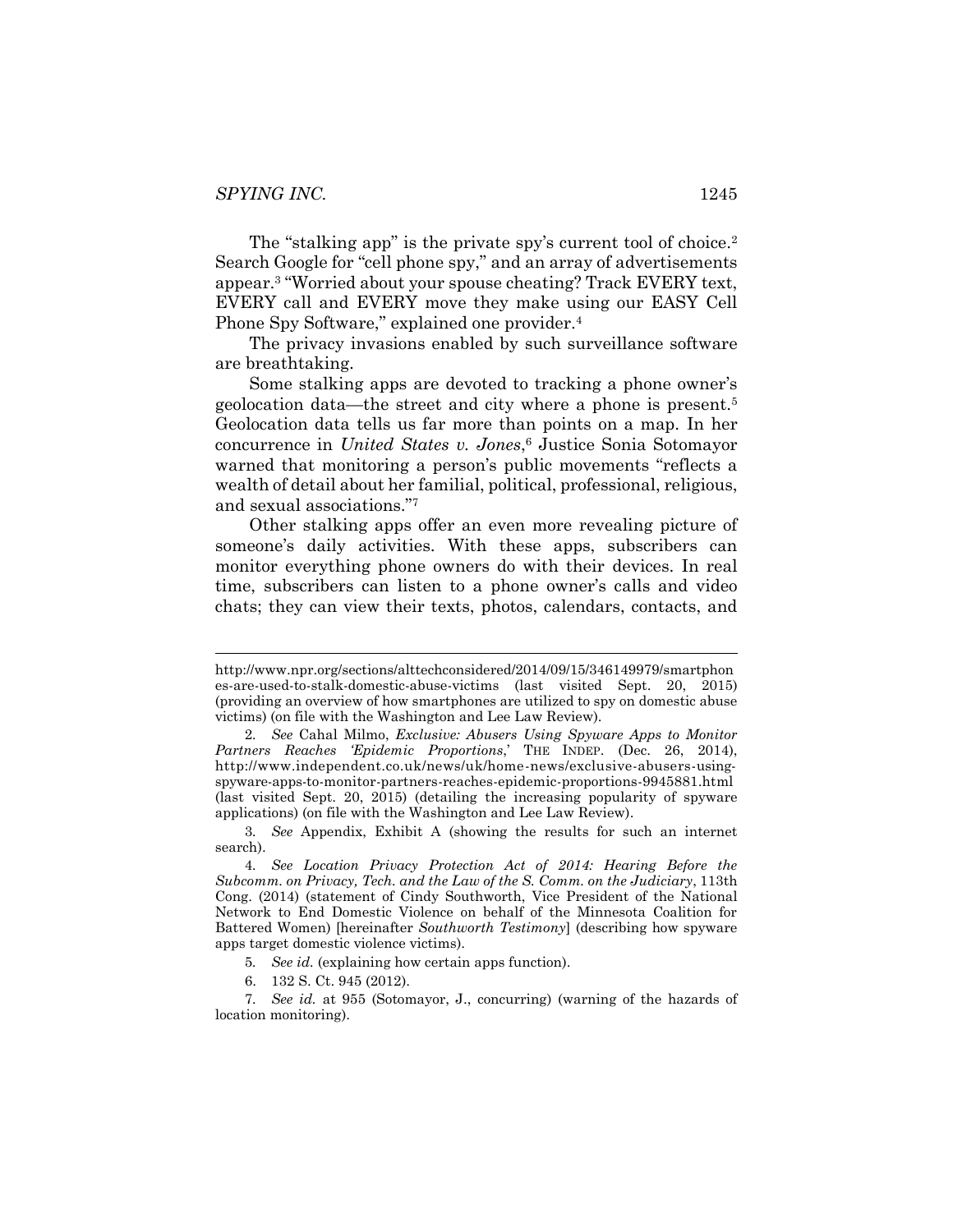The "stalking app" is the private spy's current tool of choice.[2] Search Google for "cell phone spy," and an array of advertisements appear.[3] "Worried about your spouse cheating? Track EVERY text, EVERY call and EVERY move they make using our EASY Cell Phone Spy Software," explained one provider.[4]

The privacy invasions enabled by such surveillance software are breathtaking.

Some stalking apps are devoted to tracking a phone owner's geolocation data—the street and city where a phone is present.[5] Geolocation data tells us far more than points on a map. In her concurrence in *United States v. Jones*,[6] Justice Sonia Sotomayor warned that monitoring a person's public movements "reflects a wealth of detail about her familial, political, professional, religious, and sexual associations."[7]

Other stalking apps offer an even more revealing picture of someone's daily activities. With these apps, subscribers can monitor everything phone owners do with their devices. In real time, subscribers can listen to a phone owner's calls and video chats; they can view their texts, photos, calendars, contacts, and

---

http://www.npr.org/sections/alltechconsidered/2014/09/15/346149979/smartphones-are-used-to-stalk-domestic-abuse-victims (last visited Sept. 20, 2015) (providing an overview of how smartphones are utilized to spy on domestic abuse victims) (on file with the Washington and Lee Law Review).

2. *See* Cahal Milmo, *Exclusive: Abusers Using Spyware Apps to Monitor Partners Reaches 'Epidemic Proportions*,' THE INDEP. (Dec. 26, 2014), http://www.independent.co.uk/news/uk/home-news/exclusive-abusers-using-spyware-apps-to-monitor-partners-reaches-epidemic-proportions-9945881.html (last visited Sept. 20, 2015) (detailing the increasing popularity of spyware applications) (on file with the Washington and Lee Law Review).

3. *See* Appendix, Exhibit A (showing the results for such an internet search).

4. *See Location Privacy Protection Act of 2014: Hearing Before the Subcomm. on Privacy, Tech. and the Law of the S. Comm. on the Judiciary*, 113th Cong. (2014) (statement of Cindy Southworth, Vice President of the National Network to End Domestic Violence on behalf of the Minnesota Coalition for Battered Women) [hereinafter *Southworth Testimony*] (describing how spyware apps target domestic violence victims).

5. *See id.* (explaining how certain apps function).

6. 132 S. Ct. 945 (2012).

7. *See id.* at 955 (Sotomayor, J., concurring) (warning of the hazards of location monitoring).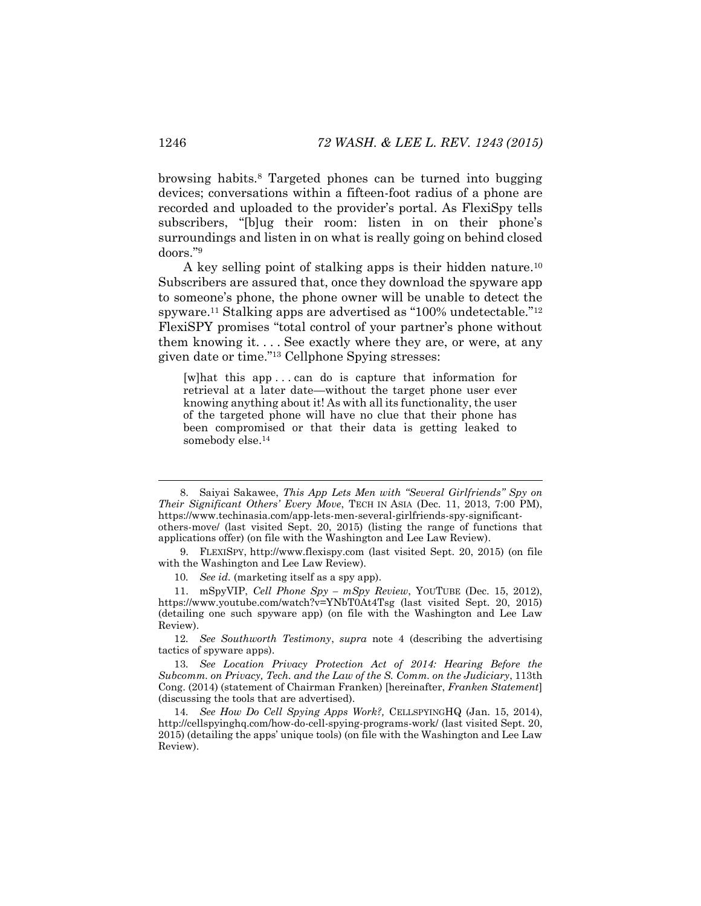browsing habits.[8] Targeted phones can be turned into bugging devices; conversations within a fifteen-foot radius of a phone are recorded and uploaded to the provider's portal. As FlexiSpy tells subscribers, "[b]ug their room: listen in on their phone's surroundings and listen in on what is really going on behind closed doors."[9]

A key selling point of stalking apps is their hidden nature.[10] Subscribers are assured that, once they download the spyware app to someone's phone, the phone owner will be unable to detect the spyware.[11] Stalking apps are advertised as "100% undetectable."[12] FlexiSPY promises "total control of your partner's phone without them knowing it. . . . See exactly where they are, or were, at any given date or time."[13] Cellphone Spying stresses:

> [w]hat this app . . . can do is capture that information for retrieval at a later date—without the target phone user ever knowing anything about it! As with all its functionality, the user of the targeted phone will have no clue that their phone has been compromised or that their data is getting leaked to somebody else.[14]

---

8. Saiyai Sakawee, *This App Lets Men with "Several Girlfriends" Spy on Their Significant Others' Every Move*, TECH IN ASIA (Dec. 11, 2013, 7:00 PM), https://www.techinasia.com/app-lets-men-several-girlfriends-spy-significant-others-move/ (last visited Sept. 20, 2015) (listing the range of functions that applications offer) (on file with the Washington and Lee Law Review).

9. FLEXISPY, http://www.flexispy.com (last visited Sept. 20, 2015) (on file with the Washington and Lee Law Review).

10. *See id.* (marketing itself as a spy app).

11. mSpyVIP, *Cell Phone Spy – mSpy Review*, YOUTUBE (Dec. 15, 2012), https://www.youtube.com/watch?v=YNbT0At4Tsg (last visited Sept. 20, 2015) (detailing one such spyware app) (on file with the Washington and Lee Law Review).

12. *See Southworth Testimony*, *supra* note 4 (describing the advertising tactics of spyware apps).

13. *See Location Privacy Protection Act of 2014: Hearing Before the Subcomm. on Privacy, Tech. and the Law of the S. Comm. on the Judiciary*, 113th Cong. (2014) (statement of Chairman Franken) [hereinafter, *Franken Statement*] (discussing the tools that are advertised).

14. *See How Do Cell Spying Apps Work?*, CELLSPYINGHQ (Jan. 15, 2014), http://cellspyinghq.com/how-do-cell-spying-programs-work/ (last visited Sept. 20, 2015) (detailing the apps' unique tools) (on file with the Washington and Lee Law Review).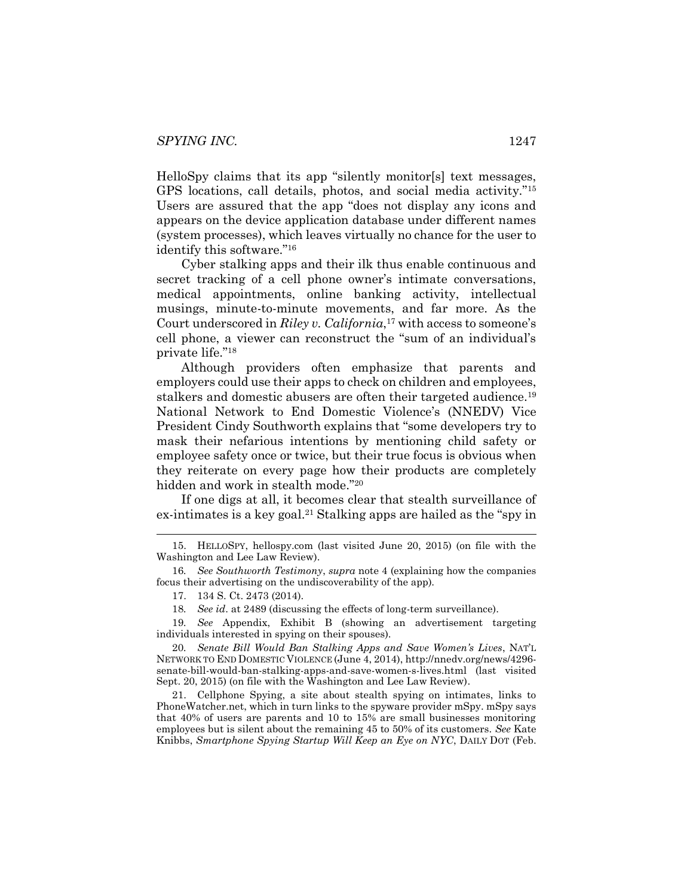HelloSpy claims that its app "silently monitor[s] text messages, GPS locations, call details, photos, and social media activity."[15] Users are assured that the app "does not display any icons and appears on the device application database under different names (system processes), which leaves virtually no chance for the user to identify this software."[16]

Cyber stalking apps and their ilk thus enable continuous and secret tracking of a cell phone owner's intimate conversations, medical appointments, online banking activity, intellectual musings, minute-to-minute movements, and far more. As the Court underscored in *Riley v. California*,[17] with access to someone's cell phone, a viewer can reconstruct the "sum of an individual's private life."[18]

Although providers often emphasize that parents and employers could use their apps to check on children and employees, stalkers and domestic abusers are often their targeted audience.[19] National Network to End Domestic Violence's (NNEDV) Vice President Cindy Southworth explains that "some developers try to mask their nefarious intentions by mentioning child safety or employee safety once or twice, but their true focus is obvious when they reiterate on every page how their products are completely hidden and work in stealth mode."[20]

If one digs at all, it becomes clear that stealth surveillance of ex-intimates is a key goal.[21] Stalking apps are hailed as the "spy in

---

15. HELLOSPY, hellospy.com (last visited June 20, 2015) (on file with the Washington and Lee Law Review).

16. *See Southworth Testimony*, *supra* note 4 (explaining how the companies focus their advertising on the undiscoverability of the app).

17. 134 S. Ct. 2473 (2014).

18. *See id*. at 2489 (discussing the effects of long-term surveillance).

19. *See* Appendix, Exhibit B (showing an advertisement targeting individuals interested in spying on their spouses).

20. *Senate Bill Would Ban Stalking Apps and Save Women's Lives*, NAT'L NETWORK TO END DOMESTIC VIOLENCE (June 4, 2014), http://nnedv.org/news/4296-senate-bill-would-ban-stalking-apps-and-save-women-s-lives.html (last visited Sept. 20, 2015) (on file with the Washington and Lee Law Review).

21. Cellphone Spying, a site about stealth spying on intimates, links to PhoneWatcher.net, which in turn links to the spyware provider mSpy. mSpy says that 40% of users are parents and 10 to 15% are small businesses monitoring employees but is silent about the remaining 45 to 50% of its customers. *See* Kate Knibbs, *Smartphone Spying Startup Will Keep an Eye on NYC*, DAILY DOT (Feb.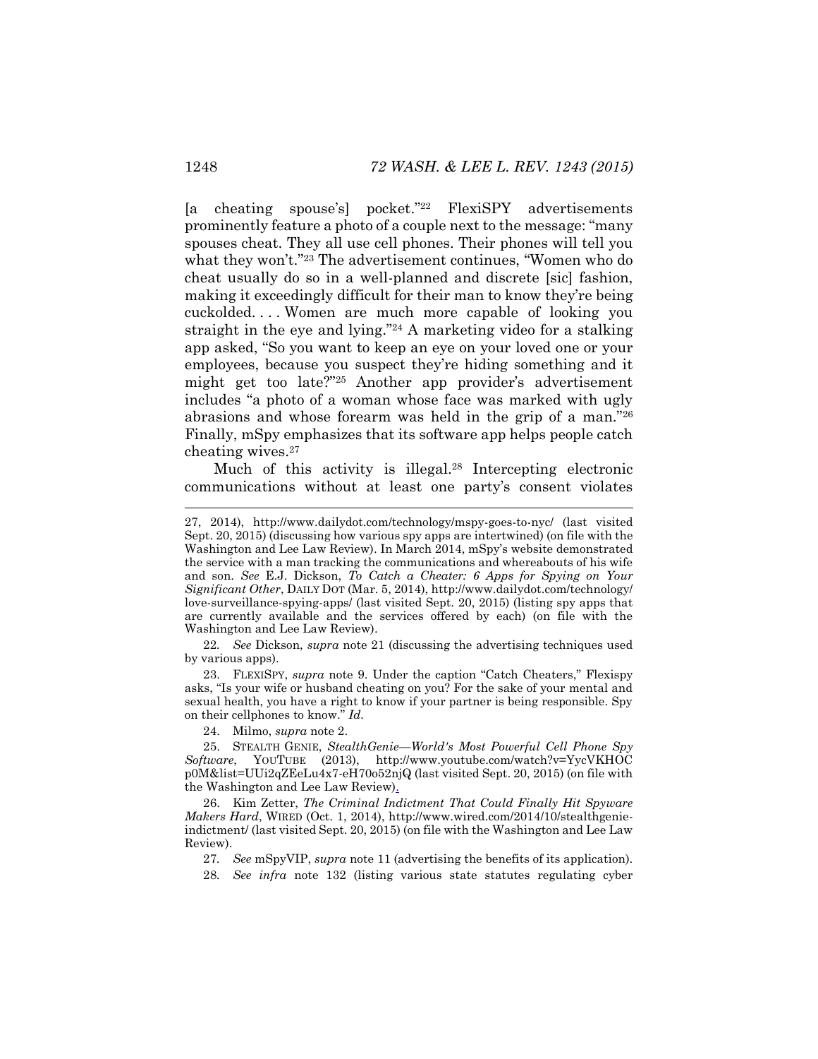[a cheating spouse's] pocket."[22] FlexiSPY advertisements prominently feature a photo of a couple next to the message: "many spouses cheat. They all use cell phones. Their phones will tell you what they won't."[23] The advertisement continues, "Women who do cheat usually do so in a well-planned and discrete [sic] fashion, making it exceedingly difficult for their man to know they're being cuckolded. . . . Women are much more capable of looking you straight in the eye and lying."[24] A marketing video for a stalking app asked, "So you want to keep an eye on your loved one or your employees, because you suspect they're hiding something and it might get too late?"[25] Another app provider's advertisement includes "a photo of a woman whose face was marked with ugly abrasions and whose forearm was held in the grip of a man."[26] Finally, mSpy emphasizes that its software app helps people catch cheating wives.[27]

Much of this activity is illegal.[28] Intercepting electronic communications without at least one party's consent violates

---

27, 2014), http://www.dailydot.com/technology/mspy-goes-to-nyc/ (last visited Sept. 20, 2015) (discussing how various spy apps are intertwined) (on file with the Washington and Lee Law Review). In March 2014, mSpy's website demonstrated the service with a man tracking the communications and whereabouts of his wife and son. *See* E.J. Dickson, *To Catch a Cheater: 6 Apps for Spying on Your Significant Other*, DAILY DOT (Mar. 5, 2014), http://www.dailydot.com/technology/love-surveillance-spying-apps/ (last visited Sept. 20, 2015) (listing spy apps that are currently available and the services offered by each) (on file with the Washington and Lee Law Review).

22. *See* Dickson, *supra* note 21 (discussing the advertising techniques used by various apps).

23. FLEXISPY, *supra* note 9. Under the caption "Catch Cheaters," Flexispy asks, "Is your wife or husband cheating on you? For the sake of your mental and sexual health, you have a right to know if your partner is being responsible. Spy on their cellphones to know." *Id.*

24. Milmo, *supra* note 2.

25. STEALTH GENIE, *StealthGenie—World's Most Powerful Cell Phone Spy Software*, YOUTUBE (2013), http://www.youtube.com/watch?v=YycVKHOCp0M&list=UUi2qZEeLu4x7-eH70o52njQ (last visited Sept. 20, 2015) (on file with the Washington and Lee Law Review).

26. Kim Zetter, *The Criminal Indictment That Could Finally Hit Spyware Makers Hard*, WIRED (Oct. 1, 2014), http://www.wired.com/2014/10/stealthgenie-indictment/ (last visited Sept. 20, 2015) (on file with the Washington and Lee Law Review).

27. *See* mSpyVIP, *supra* note 11 (advertising the benefits of its application).

28. *See infra* note 132 (listing various state statutes regulating cyber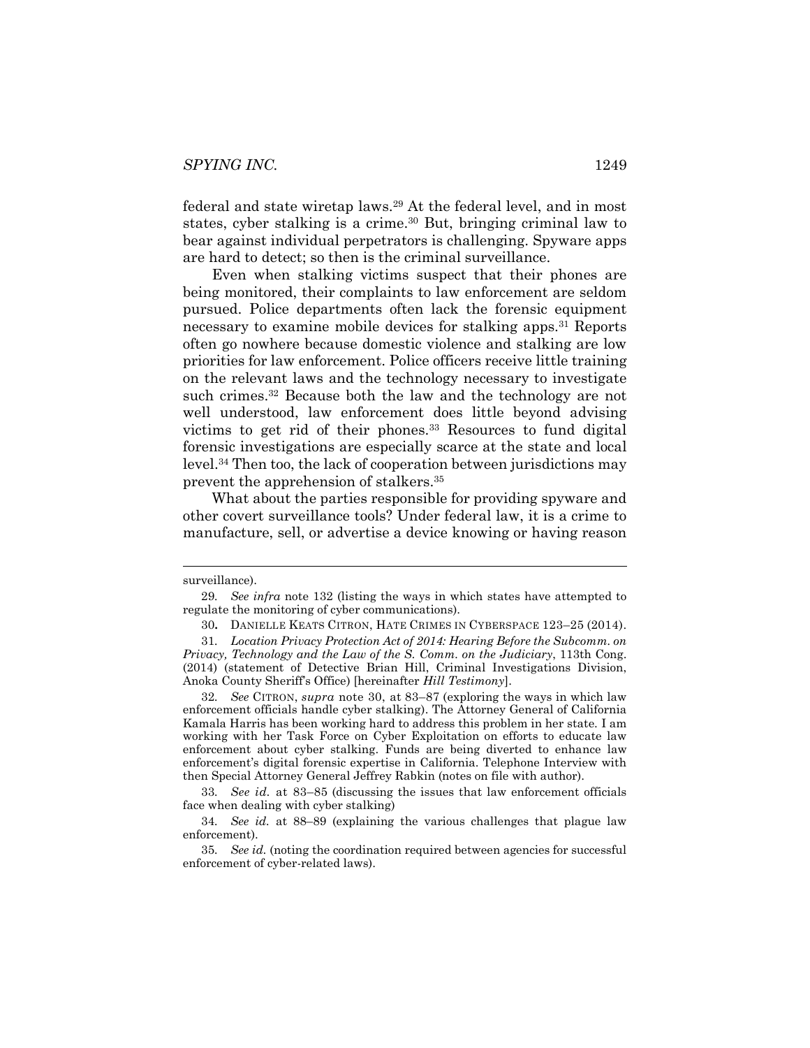federal and state wiretap laws.[29] At the federal level, and in most states, cyber stalking is a crime.[30] But, bringing criminal law to bear against individual perpetrators is challenging. Spyware apps are hard to detect; so then is the criminal surveillance.

Even when stalking victims suspect that their phones are being monitored, their complaints to law enforcement are seldom pursued. Police departments often lack the forensic equipment necessary to examine mobile devices for stalking apps.[31] Reports often go nowhere because domestic violence and stalking are low priorities for law enforcement. Police officers receive little training on the relevant laws and the technology necessary to investigate such crimes.[32] Because both the law and the technology are not well understood, law enforcement does little beyond advising victims to get rid of their phones.[33] Resources to fund digital forensic investigations are especially scarce at the state and local level.[34] Then too, the lack of cooperation between jurisdictions may prevent the apprehension of stalkers.[35]

What about the parties responsible for providing spyware and other covert surveillance tools? Under federal law, it is a crime to manufacture, sell, or advertise a device knowing or having reason

---

surveillance).

29. *See infra* note 132 (listing the ways in which states have attempted to regulate the monitoring of cyber communications).

30. DANIELLE KEATS CITRON, HATE CRIMES IN CYBERSPACE 123–25 (2014).

31. *Location Privacy Protection Act of 2014: Hearing Before the Subcomm. on Privacy, Technology and the Law of the S. Comm. on the Judiciary*, 113th Cong. (2014) (statement of Detective Brian Hill, Criminal Investigations Division, Anoka County Sheriff's Office) [hereinafter *Hill Testimony*].

32. *See* CITRON, *supra* note 30, at 83–87 (exploring the ways in which law enforcement officials handle cyber stalking). The Attorney General of California Kamala Harris has been working hard to address this problem in her state. I am working with her Task Force on Cyber Exploitation on efforts to educate law enforcement about cyber stalking. Funds are being diverted to enhance law enforcement's digital forensic expertise in California. Telephone Interview with then Special Attorney General Jeffrey Rabkin (notes on file with author).

33. *See id.* at 83–85 (discussing the issues that law enforcement officials face when dealing with cyber stalking)

34. *See id.* at 88–89 (explaining the various challenges that plague law enforcement).

35. *See id.* (noting the coordination required between agencies for successful enforcement of cyber-related laws).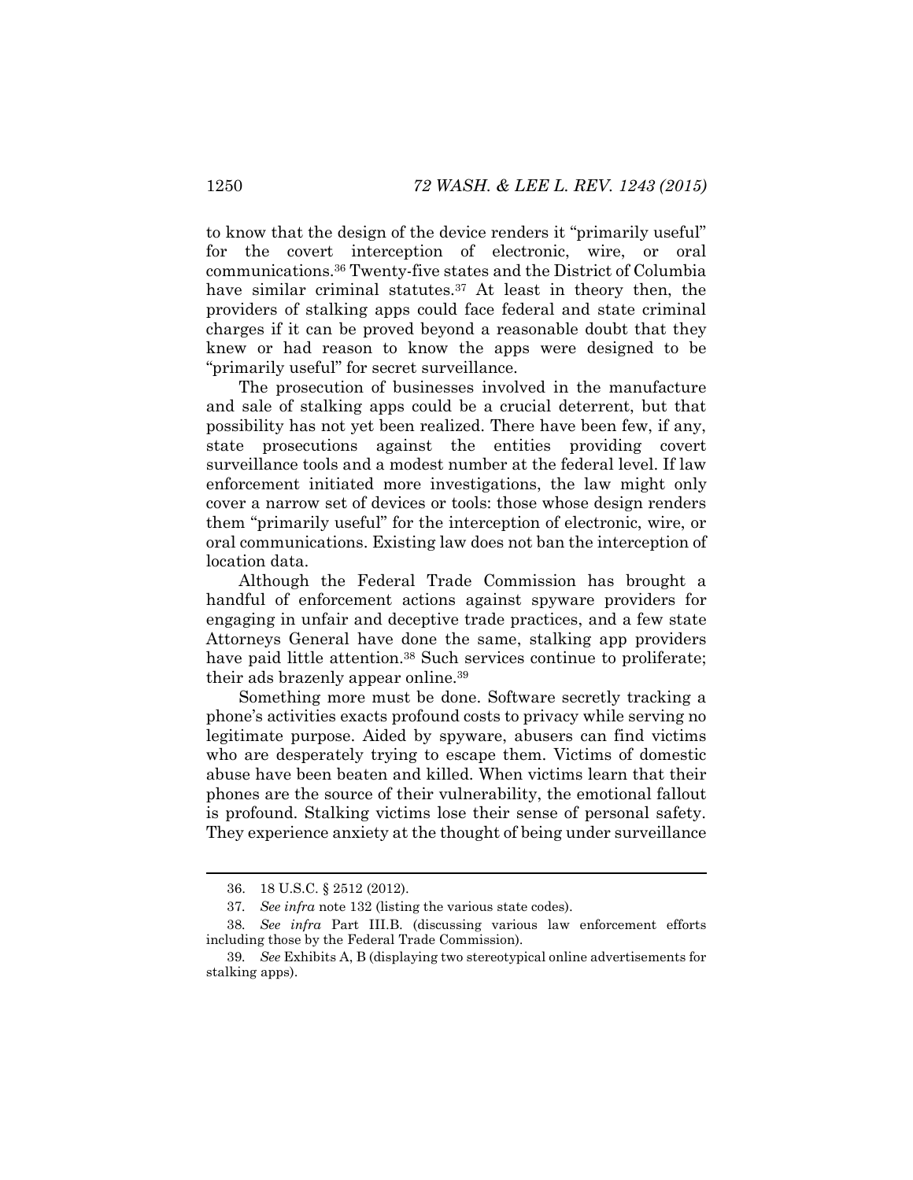to know that the design of the device renders it "primarily useful" for the covert interception of electronic, wire, or oral communications.[36] Twenty-five states and the District of Columbia have similar criminal statutes.[37] At least in theory then, the providers of stalking apps could face federal and state criminal charges if it can be proved beyond a reasonable doubt that they knew or had reason to know the apps were designed to be "primarily useful" for secret surveillance.

The prosecution of businesses involved in the manufacture and sale of stalking apps could be a crucial deterrent, but that possibility has not yet been realized. There have been few, if any, state prosecutions against the entities providing covert surveillance tools and a modest number at the federal level. If law enforcement initiated more investigations, the law might only cover a narrow set of devices or tools: those whose design renders them "primarily useful" for the interception of electronic, wire, or oral communications. Existing law does not ban the interception of location data.

Although the Federal Trade Commission has brought a handful of enforcement actions against spyware providers for engaging in unfair and deceptive trade practices, and a few state Attorneys General have done the same, stalking app providers have paid little attention.[38] Such services continue to proliferate; their ads brazenly appear online.[39]

Something more must be done. Software secretly tracking a phone's activities exacts profound costs to privacy while serving no legitimate purpose. Aided by spyware, abusers can find victims who are desperately trying to escape them. Victims of domestic abuse have been beaten and killed. When victims learn that their phones are the source of their vulnerability, the emotional fallout is profound. Stalking victims lose their sense of personal safety. They experience anxiety at the thought of being under surveillance

---

36. 18 U.S.C. § 2512 (2012).

37. *See infra* note 132 (listing the various state codes).

38. *See infra* Part III.B. (discussing various law enforcement efforts including those by the Federal Trade Commission).

39. *See* Exhibits A, B (displaying two stereotypical online advertisements for stalking apps).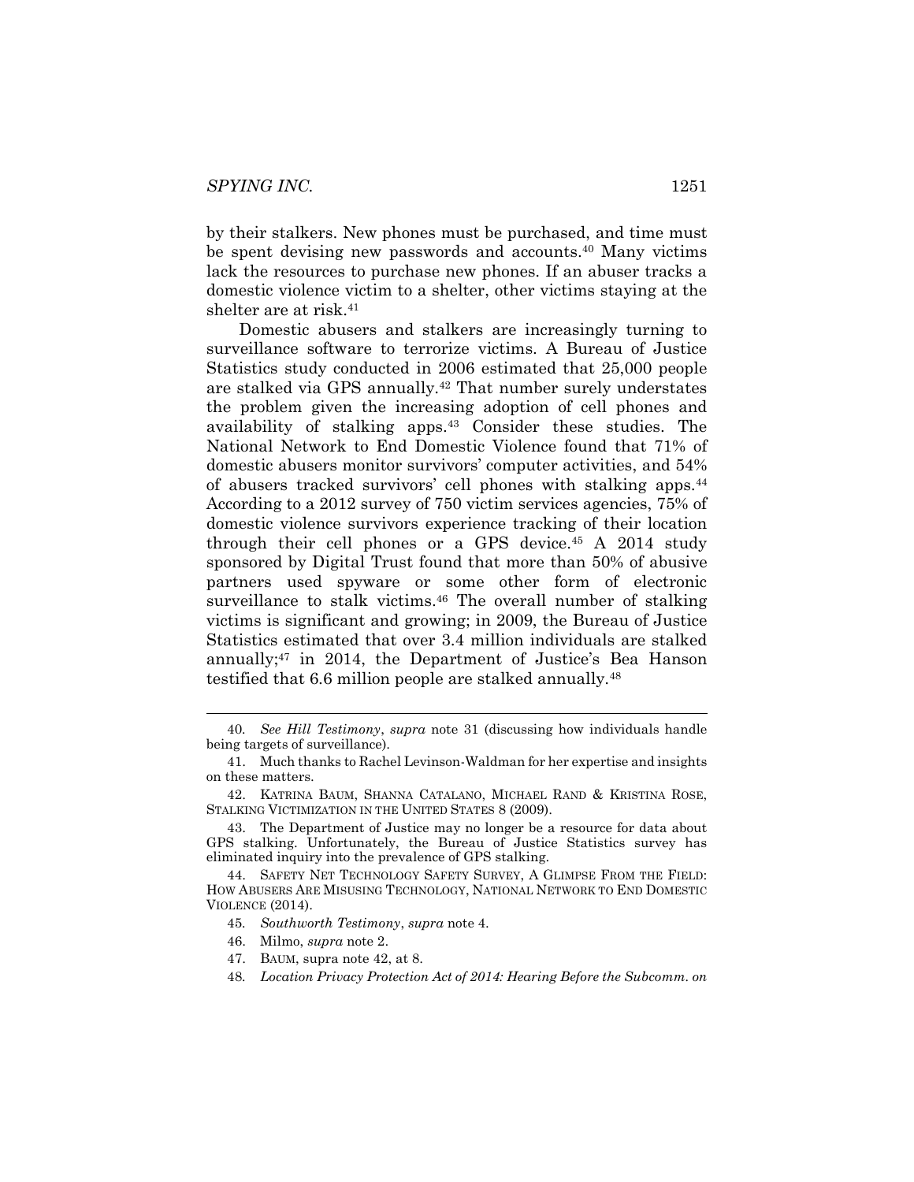by their stalkers. New phones must be purchased, and time must be spent devising new passwords and accounts.[40] Many victims lack the resources to purchase new phones. If an abuser tracks a domestic violence victim to a shelter, other victims staying at the shelter are at risk.[41]

Domestic abusers and stalkers are increasingly turning to surveillance software to terrorize victims. A Bureau of Justice Statistics study conducted in 2006 estimated that 25,000 people are stalked via GPS annually.[42] That number surely understates the problem given the increasing adoption of cell phones and availability of stalking apps.[43] Consider these studies. The National Network to End Domestic Violence found that 71% of domestic abusers monitor survivors' computer activities, and 54% of abusers tracked survivors' cell phones with stalking apps.[44] According to a 2012 survey of 750 victim services agencies, 75% of domestic violence survivors experience tracking of their location through their cell phones or a GPS device.[45] A 2014 study sponsored by Digital Trust found that more than 50% of abusive partners used spyware or some other form of electronic surveillance to stalk victims.[46] The overall number of stalking victims is significant and growing; in 2009, the Bureau of Justice Statistics estimated that over 3.4 million individuals are stalked annually;[47] in 2014, the Department of Justice's Bea Hanson testified that 6.6 million people are stalked annually.[48]

---

40. *See Hill Testimony*, *supra* note 31 (discussing how individuals handle being targets of surveillance).

41. Much thanks to Rachel Levinson-Waldman for her expertise and insights on these matters.

42. KATRINA BAUM, SHANNA CATALANO, MICHAEL RAND & KRISTINA ROSE, STALKING VICTIMIZATION IN THE UNITED STATES 8 (2009).

43. The Department of Justice may no longer be a resource for data about GPS stalking. Unfortunately, the Bureau of Justice Statistics survey has eliminated inquiry into the prevalence of GPS stalking.

44. SAFETY NET TECHNOLOGY SAFETY SURVEY, A GLIMPSE FROM THE FIELD: HOW ABUSERS ARE MISUSING TECHNOLOGY, NATIONAL NETWORK TO END DOMESTIC VIOLENCE (2014).

45. *Southworth Testimony*, *supra* note 4.

46. Milmo, *supra* note 2.

47. BAUM, supra note 42, at 8.

48. *Location Privacy Protection Act of 2014: Hearing Before the Subcomm. on*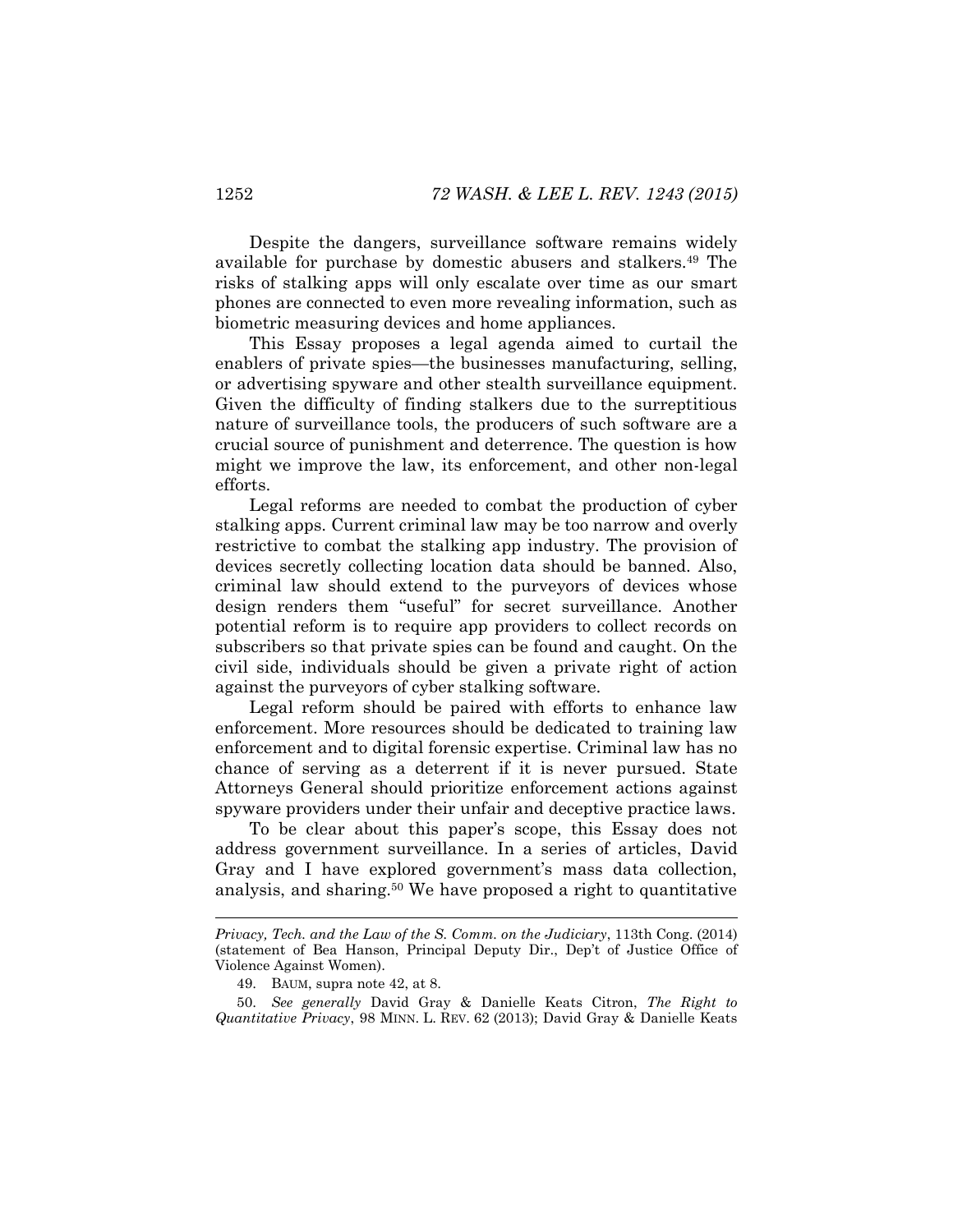Despite the dangers, surveillance software remains widely available for purchase by domestic abusers and stalkers.[49] The risks of stalking apps will only escalate over time as our smart phones are connected to even more revealing information, such as biometric measuring devices and home appliances.

This Essay proposes a legal agenda aimed to curtail the enablers of private spies—the businesses manufacturing, selling, or advertising spyware and other stealth surveillance equipment. Given the difficulty of finding stalkers due to the surreptitious nature of surveillance tools, the producers of such software are a crucial source of punishment and deterrence. The question is how might we improve the law, its enforcement, and other non-legal efforts.

Legal reforms are needed to combat the production of cyber stalking apps. Current criminal law may be too narrow and overly restrictive to combat the stalking app industry. The provision of devices secretly collecting location data should be banned. Also, criminal law should extend to the purveyors of devices whose design renders them "useful" for secret surveillance. Another potential reform is to require app providers to collect records on subscribers so that private spies can be found and caught. On the civil side, individuals should be given a private right of action against the purveyors of cyber stalking software.

Legal reform should be paired with efforts to enhance law enforcement. More resources should be dedicated to training law enforcement and to digital forensic expertise. Criminal law has no chance of serving as a deterrent if it is never pursued. State Attorneys General should prioritize enforcement actions against spyware providers under their unfair and deceptive practice laws.

To be clear about this paper's scope, this Essay does not address government surveillance. In a series of articles, David Gray and I have explored government's mass data collection, analysis, and sharing.[50] We have proposed a right to quantitative

---

*Privacy, Tech. and the Law of the S. Comm. on the Judiciary*, 113th Cong. (2014) (statement of Bea Hanson, Principal Deputy Dir., Dep't of Justice Office of Violence Against Women).

49. BAUM, supra note 42, at 8.

50. *See generally* David Gray & Danielle Keats Citron, *The Right to Quantitative Privacy*, 98 MINN. L. REV. 62 (2013); David Gray & Danielle Keats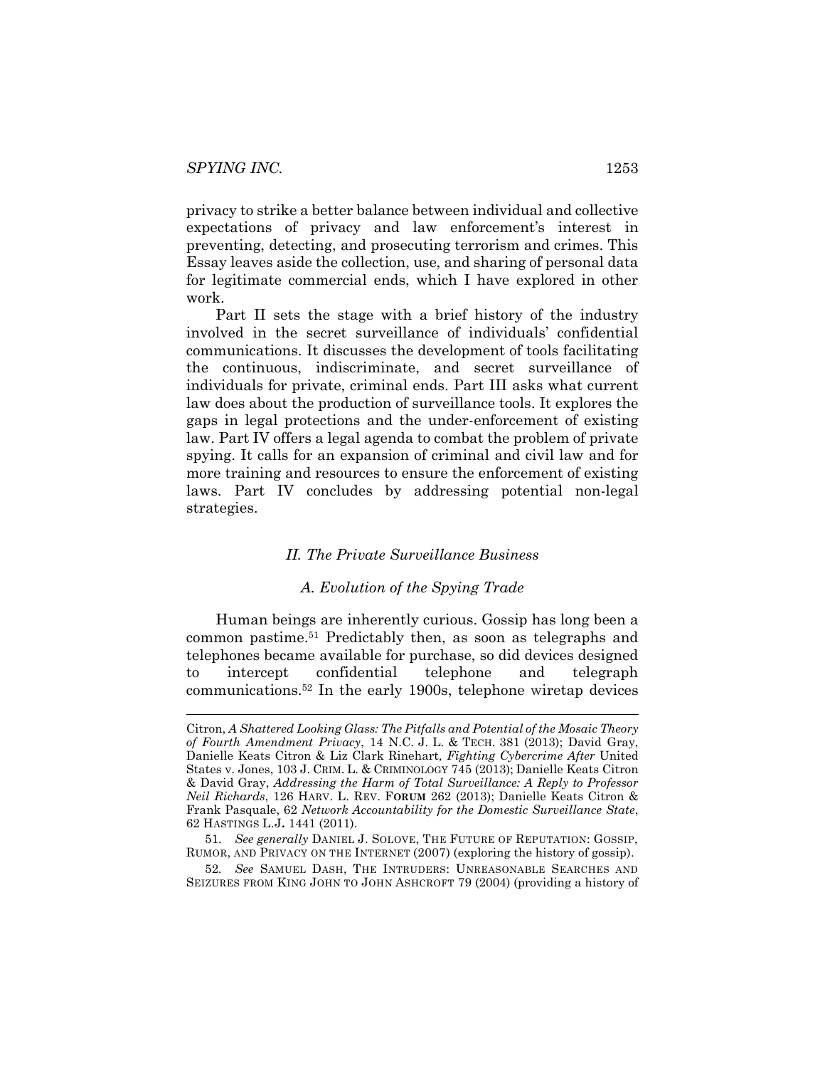privacy to strike a better balance between individual and collective expectations of privacy and law enforcement's interest in preventing, detecting, and prosecuting terrorism and crimes. This Essay leaves aside the collection, use, and sharing of personal data for legitimate commercial ends, which I have explored in other work.

Part II sets the stage with a brief history of the industry involved in the secret surveillance of individuals' confidential communications. It discusses the development of tools facilitating the continuous, indiscriminate, and secret surveillance of individuals for private, criminal ends. Part III asks what current law does about the production of surveillance tools. It explores the gaps in legal protections and the under-enforcement of existing law. Part IV offers a legal agenda to combat the problem of private spying. It calls for an expansion of criminal and civil law and for more training and resources to ensure the enforcement of existing laws. Part IV concludes by addressing potential non-legal strategies.

## *II. The Private Surveillance Business*

### *A. Evolution of the Spying Trade*

Human beings are inherently curious. Gossip has long been a common pastime.[51] Predictably then, as soon as telegraphs and telephones became available for purchase, so did devices designed to intercept confidential telephone and telegraph communications.[52] In the early 1900s, telephone wiretap devices

---

Citron, *A Shattered Looking Glass: The Pitfalls and Potential of the Mosaic Theory of Fourth Amendment Privacy*, 14 N.C. J. L. & TECH. 381 (2013); David Gray, Danielle Keats Citron & Liz Clark Rinehart, *Fighting Cybercrime After* United States v. Jones, 103 J. CRIM. L. & CRIMINOLOGY 745 (2013); Danielle Keats Citron & David Gray, *Addressing the Harm of Total Surveillance: A Reply to Professor Neil Richards*, 126 HARV. L. REV. FORUM 262 (2013); Danielle Keats Citron & Frank Pasquale, 62 *Network Accountability for the Domestic Surveillance State*, 62 HASTINGS L.J. 1441 (2011).

51. *See generally* DANIEL J. SOLOVE, THE FUTURE OF REPUTATION: GOSSIP, RUMOR, AND PRIVACY ON THE INTERNET (2007) (exploring the history of gossip).

52. *See* SAMUEL DASH, THE INTRUDERS: UNREASONABLE SEARCHES AND SEIZURES FROM KING JOHN TO JOHN ASHCROFT 79 (2004) (providing a history of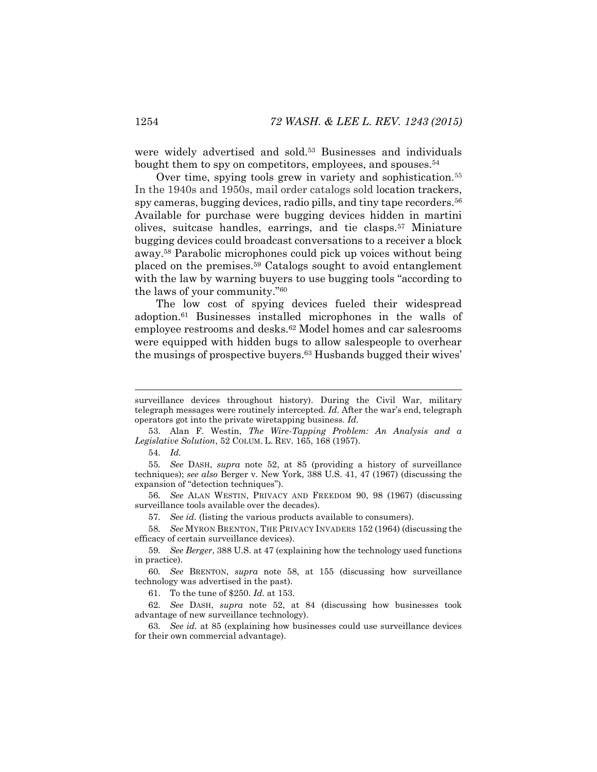were widely advertised and sold.[53] Businesses and individuals bought them to spy on competitors, employees, and spouses.[54]

Over time, spying tools grew in variety and sophistication.[55] In the 1940s and 1950s, mail order catalogs sold location trackers, spy cameras, bugging devices, radio pills, and tiny tape recorders.[56] Available for purchase were bugging devices hidden in martini olives, suitcase handles, earrings, and tie clasps.[57] Miniature bugging devices could broadcast conversations to a receiver a block away.[58] Parabolic microphones could pick up voices without being placed on the premises.[59] Catalogs sought to avoid entanglement with the law by warning buyers to use bugging tools "according to the laws of your community."[60]

The low cost of spying devices fueled their widespread adoption.[61] Businesses installed microphones in the walls of employee restrooms and desks.[62] Model homes and car salesrooms were equipped with hidden bugs to allow salespeople to overhear the musings of prospective buyers.[63] Husbands bugged their wives'

---

surveillance devices throughout history). During the Civil War, military telegraph messages were routinely intercepted. *Id.* After the war's end, telegraph operators got into the private wiretapping business. *Id.*

53. Alan F. Westin, *The Wire-Tapping Problem: An Analysis and a Legislative Solution*, 52 COLUM. L. REV. 165, 168 (1957).

54. *Id.*

55. *See* DASH, *supra* note 52, at 85 (providing a history of surveillance techniques); *see also* Berger v. New York, 388 U.S. 41, 47 (1967) (discussing the expansion of "detection techniques").

56. *See* ALAN WESTIN, PRIVACY AND FREEDOM 90, 98 (1967) (discussing surveillance tools available over the decades).

57. *See id.* (listing the various products available to consumers).

58. *See* MYRON BRENTON, THE PRIVACY INVADERS 152 (1964) (discussing the efficacy of certain surveillance devices).

59. *See Berger*, 388 U.S. at 47 (explaining how the technology used functions in practice).

60. *See* BRENTON, *supra* note 58, at 155 (discussing how surveillance technology was advertised in the past).

61. To the tune of $250. *Id.* at 153.

62. *See* DASH, *supra* note 52, at 84 (discussing how businesses took advantage of new surveillance technology).

63. *See id.* at 85 (explaining how businesses could use surveillance devices for their own commercial advantage).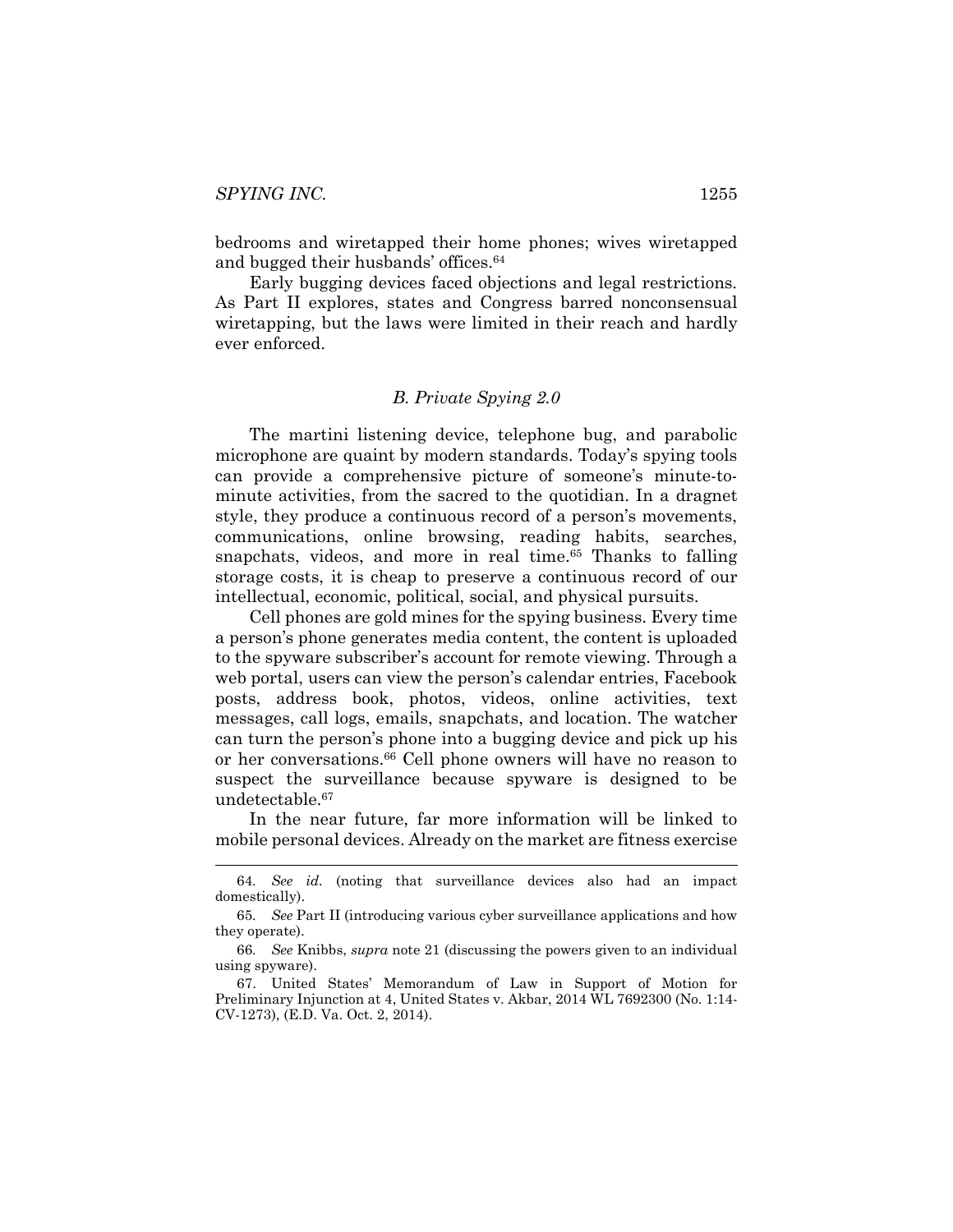bedrooms and wiretapped their home phones; wives wiretapped and bugged their husbands' offices.[64]

Early bugging devices faced objections and legal restrictions. As Part II explores, states and Congress barred nonconsensual wiretapping, but the laws were limited in their reach and hardly ever enforced.

### *B. Private Spying 2.0*

The martini listening device, telephone bug, and parabolic microphone are quaint by modern standards. Today's spying tools can provide a comprehensive picture of someone's minute-to-minute activities, from the sacred to the quotidian. In a dragnet style, they produce a continuous record of a person's movements, communications, online browsing, reading habits, searches, snapchats, videos, and more in real time.[65] Thanks to falling storage costs, it is cheap to preserve a continuous record of our intellectual, economic, political, social, and physical pursuits.

Cell phones are gold mines for the spying business. Every time a person's phone generates media content, the content is uploaded to the spyware subscriber's account for remote viewing. Through a web portal, users can view the person's calendar entries, Facebook posts, address book, photos, videos, online activities, text messages, call logs, emails, snapchats, and location. The watcher can turn the person's phone into a bugging device and pick up his or her conversations.[66] Cell phone owners will have no reason to suspect the surveillance because spyware is designed to be undetectable.[67]

In the near future, far more information will be linked to mobile personal devices. Already on the market are fitness exercise

---

64. *See id.* (noting that surveillance devices also had an impact domestically).

65. *See* Part II (introducing various cyber surveillance applications and how they operate).

66. *See* Knibbs, *supra* note 21 (discussing the powers given to an individual using spyware).

67. United States' Memorandum of Law in Support of Motion for Preliminary Injunction at 4, United States v. Akbar, 2014 WL 7692300 (No. 1:14-CV-1273), (E.D. Va. Oct. 2, 2014).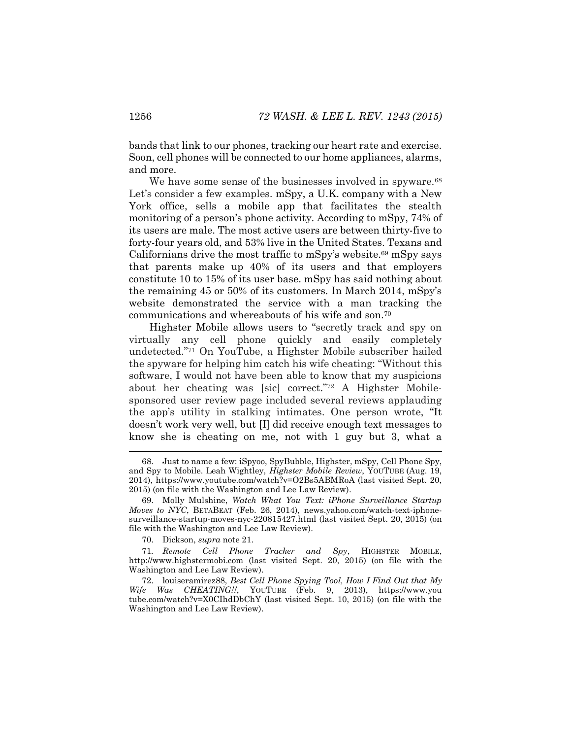bands that link to our phones, tracking our heart rate and exercise. Soon, cell phones will be connected to our home appliances, alarms, and more.

We have some sense of the businesses involved in spyware.[68] Let's consider a few examples. mSpy, a U.K. company with a New York office, sells a mobile app that facilitates the stealth monitoring of a person's phone activity. According to mSpy, 74% of its users are male. The most active users are between thirty-five to forty-four years old, and 53% live in the United States. Texans and Californians drive the most traffic to mSpy's website.[69] mSpy says that parents make up 40% of its users and that employers constitute 10 to 15% of its user base. mSpy has said nothing about the remaining 45 or 50% of its customers. In March 2014, mSpy's website demonstrated the service with a man tracking the communications and whereabouts of his wife and son.[70]

Highster Mobile allows users to "secretly track and spy on virtually any cell phone quickly and easily completely undetected."[71] On YouTube, a Highster Mobile subscriber hailed the spyware for helping him catch his wife cheating: "Without this software, I would not have been able to know that my suspicions about her cheating was [sic] correct."[72] A Highster Mobile-sponsored user review page included several reviews applauding the app's utility in stalking intimates. One person wrote, "It doesn't work very well, but [I] did receive enough text messages to know she is cheating on me, not with 1 guy but 3, what a

---

68. Just to name a few: iSpyoo, SpyBubble, Highster, mSpy, Cell Phone Spy, and Spy to Mobile. Leah Wightley, *Highster Mobile Review*, YOUTUBE (Aug. 19, 2014), https://www.youtube.com/watch?v=O2Bs5ABMRoA (last visited Sept. 20, 2015) (on file with the Washington and Lee Law Review).

69. Molly Mulshine, *Watch What You Text: iPhone Surveillance Startup Moves to NYC*, BETABEAT (Feb. 26, 2014), news.yahoo.com/watch-text-iphone-surveillance-startup-moves-nyc-220815427.html (last visited Sept. 20, 2015) (on file with the Washington and Lee Law Review).

70. Dickson, *supra* note 21.

71. *Remote Cell Phone Tracker and Spy*, HIGHSTER MOBILE, http://www.highstermobi.com (last visited Sept. 20, 2015) (on file with the Washington and Lee Law Review).

72. louiseramirez88, *Best Cell Phone Spying Tool, How I Find Out that My Wife Was CHEATING!!*, YOUTUBE (Feb. 9, 2013), https://www.youtube.com/watch?v=X0CIhdDbChY (last visited Sept. 10, 2015) (on file with the Washington and Lee Law Review).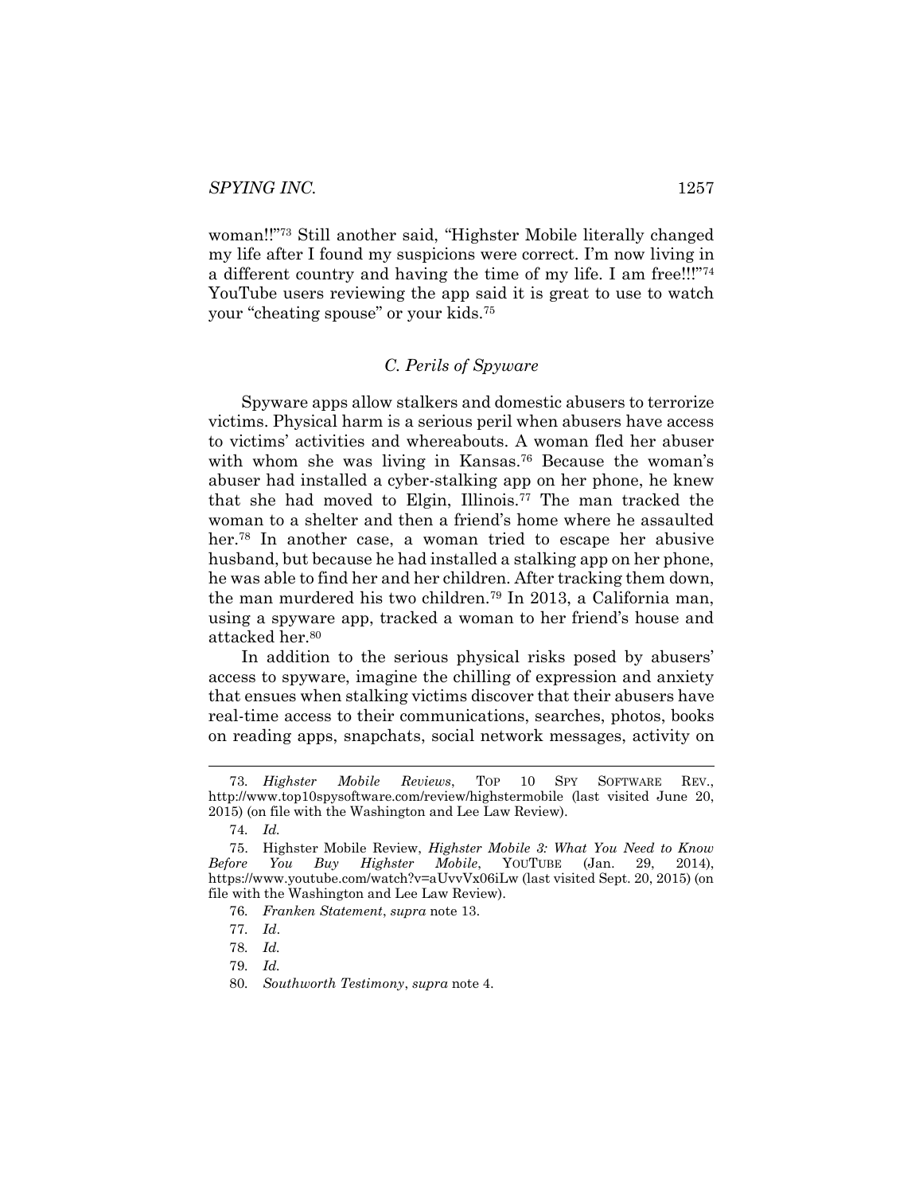woman!!"[73] Still another said, "Highster Mobile literally changed my life after I found my suspicions were correct. I'm now living in a different country and having the time of my life. I am free!!!"[74] YouTube users reviewing the app said it is great to use to watch your "cheating spouse" or your kids.[75]

### *C. Perils of Spyware*

Spyware apps allow stalkers and domestic abusers to terrorize victims. Physical harm is a serious peril when abusers have access to victims' activities and whereabouts. A woman fled her abuser with whom she was living in Kansas.[76] Because the woman's abuser had installed a cyber-stalking app on her phone, he knew that she had moved to Elgin, Illinois.[77] The man tracked the woman to a shelter and then a friend's home where he assaulted her.[78] In another case, a woman tried to escape her abusive husband, but because he had installed a stalking app on her phone, he was able to find her and her children. After tracking them down, the man murdered his two children.[79] In 2013, a California man, using a spyware app, tracked a woman to her friend's house and attacked her.[80]

In addition to the serious physical risks posed by abusers' access to spyware, imagine the chilling of expression and anxiety that ensues when stalking victims discover that their abusers have real-time access to their communications, searches, photos, books on reading apps, snapchats, social network messages, activity on

---

73. *Highster Mobile Reviews*, TOP 10 SPY SOFTWARE REV., http://www.top10spysoftware.com/review/highstermobile (last visited June 20, 2015) (on file with the Washington and Lee Law Review).

74. *Id.*

75. Highster Mobile Review, *Highster Mobile 3: What You Need to Know Before You Buy Highster Mobile*, YOUTUBE (Jan. 29, 2014), https://www.youtube.com/watch?v=aUvvVx06iLw (last visited Sept. 20, 2015) (on file with the Washington and Lee Law Review).

76. *Franken Statement*, *supra* note 13.

77. *Id*.

78. *Id.*

79. *Id.*

80. *Southworth Testimony*, *supra* note 4.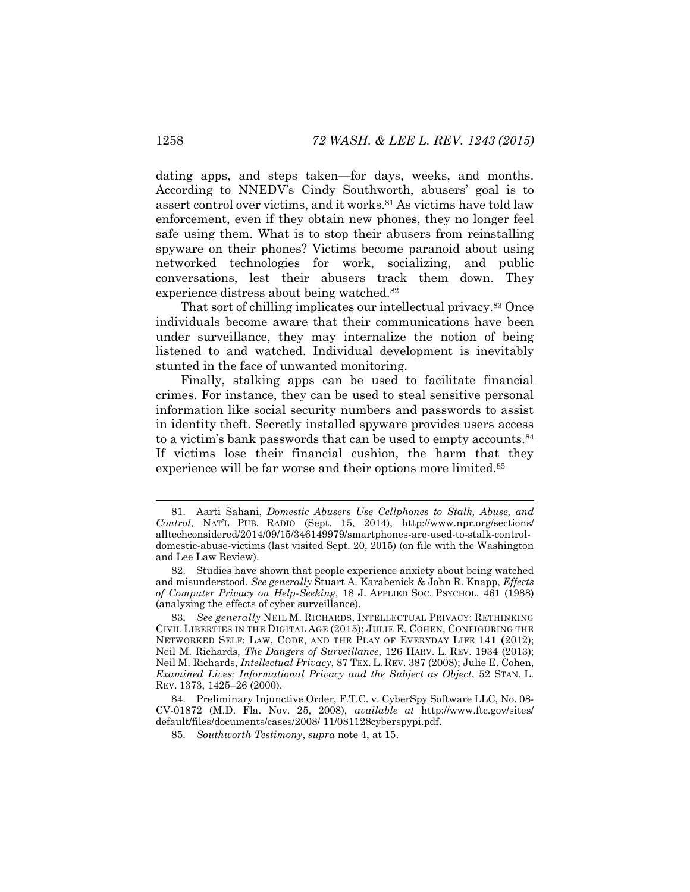dating apps, and steps taken—for days, weeks, and months. According to NNEDV's Cindy Southworth, abusers' goal is to assert control over victims, and it works.[81] As victims have told law enforcement, even if they obtain new phones, they no longer feel safe using them. What is to stop their abusers from reinstalling spyware on their phones? Victims become paranoid about using networked technologies for work, socializing, and public conversations, lest their abusers track them down. They experience distress about being watched.[82]

That sort of chilling implicates our intellectual privacy.[83] Once individuals become aware that their communications have been under surveillance, they may internalize the notion of being listened to and watched. Individual development is inevitably stunted in the face of unwanted monitoring.

Finally, stalking apps can be used to facilitate financial crimes. For instance, they can be used to steal sensitive personal information like social security numbers and passwords to assist in identity theft. Secretly installed spyware provides users access to a victim's bank passwords that can be used to empty accounts.[84] If victims lose their financial cushion, the harm that they experience will be far worse and their options more limited.[85]

---

81. Aarti Sahani, *Domestic Abusers Use Cellphones to Stalk, Abuse, and Control*, NAT'L PUB. RADIO (Sept. 15, 2014), http://www.npr.org/sections/alltechconsidered/2014/09/15/346149979/smartphones-are-used-to-stalk-control-domestic-abuse-victims (last visited Sept. 20, 2015) (on file with the Washington and Lee Law Review).

82. Studies have shown that people experience anxiety about being watched and misunderstood. *See generally* Stuart A. Karabenick & John R. Knapp, *Effects of Computer Privacy on Help-Seeking*, 18 J. APPLIED SOC. PSYCHOL. 461 (1988) (analyzing the effects of cyber surveillance).

83. *See generally* NEIL M. RICHARDS, INTELLECTUAL PRIVACY: RETHINKING CIVIL LIBERTIES IN THE DIGITAL AGE (2015); JULIE E. COHEN, CONFIGURING THE NETWORKED SELF: LAW, CODE, AND THE PLAY OF EVERYDAY LIFE 141 (2012); Neil M. Richards, *The Dangers of Surveillance*, 126 HARV. L. REV. 1934 (2013); Neil M. Richards, *Intellectual Privacy*, 87 TEX. L. REV. 387 (2008); Julie E. Cohen, *Examined Lives: Informational Privacy and the Subject as Object*, 52 STAN. L. REV. 1373, 1425–26 (2000).

84. Preliminary Injunctive Order, F.T.C. v. CyberSpy Software LLC, No. 08-CV-01872 (M.D. Fla. Nov. 25, 2008), *available at* http://www.ftc.gov/sites/default/files/documents/cases/2008/ 11/081128cyberspypi.pdf.

85. *Southworth Testimony*, *supra* note 4, at 15.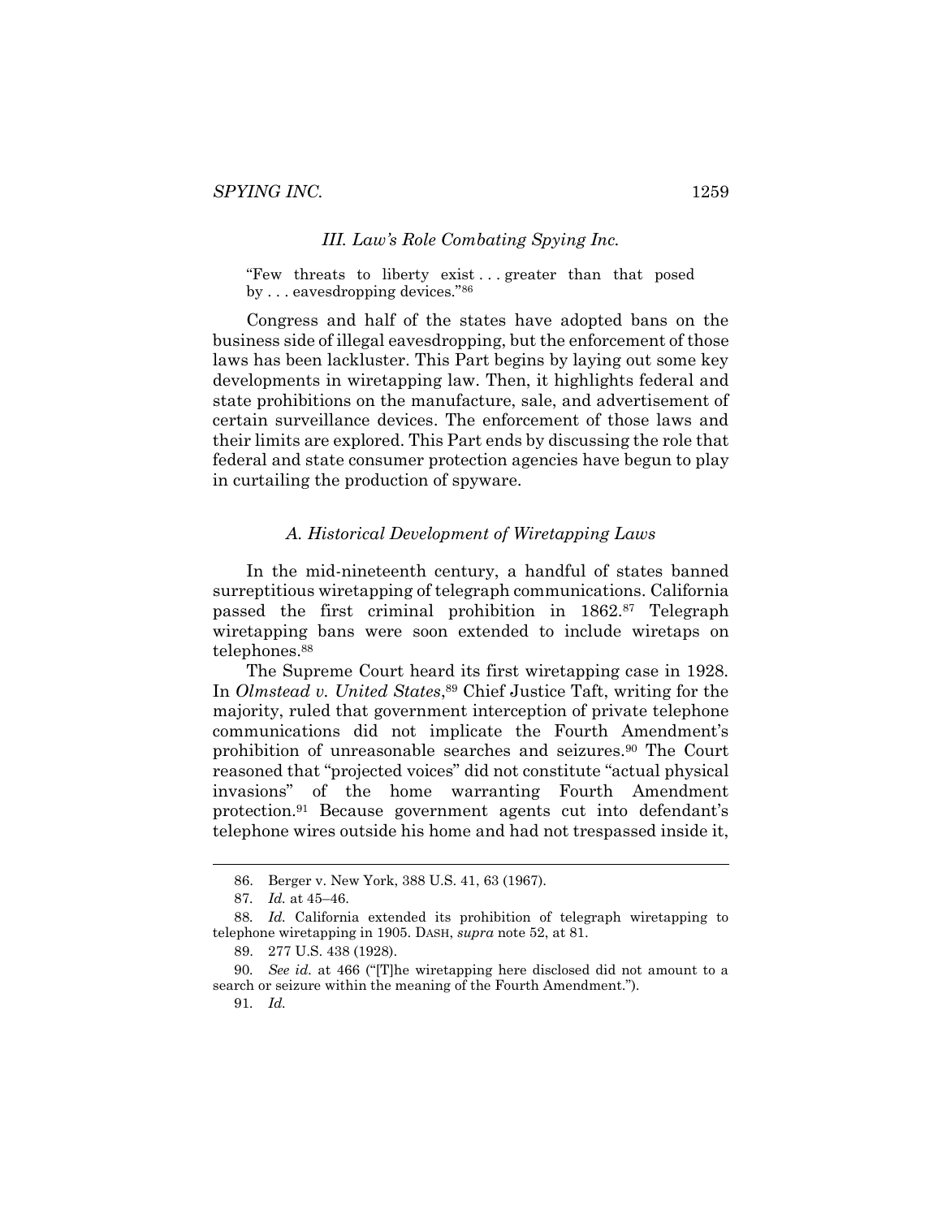### *III. Law's Role Combating Spying Inc.*

> "Few threats to liberty exist . . . greater than that posed by . . . eavesdropping devices."[86]

Congress and half of the states have adopted bans on the business side of illegal eavesdropping, but the enforcement of those laws has been lackluster. This Part begins by laying out some key developments in wiretapping law. Then, it highlights federal and state prohibitions on the manufacture, sale, and advertisement of certain surveillance devices. The enforcement of those laws and their limits are explored. This Part ends by discussing the role that federal and state consumer protection agencies have begun to play in curtailing the production of spyware.

#### *A. Historical Development of Wiretapping Laws*

In the mid-nineteenth century, a handful of states banned surreptitious wiretapping of telegraph communications. California passed the first criminal prohibition in 1862.[87] Telegraph wiretapping bans were soon extended to include wiretaps on telephones.[88]

The Supreme Court heard its first wiretapping case in 1928. In *Olmstead v. United States*,[89] Chief Justice Taft, writing for the majority, ruled that government interception of private telephone communications did not implicate the Fourth Amendment's prohibition of unreasonable searches and seizures.[90] The Court reasoned that "projected voices" did not constitute "actual physical invasions" of the home warranting Fourth Amendment protection.[91] Because government agents cut into defendant's telephone wires outside his home and had not trespassed inside it,

---

86. Berger v. New York, 388 U.S. 41, 63 (1967).

87. *Id.* at 45–46.

88. *Id.* California extended its prohibition of telegraph wiretapping to telephone wiretapping in 1905. DASH, *supra* note 52, at 81.

89. 277 U.S. 438 (1928).

90. *See id.* at 466 ("[T]he wiretapping here disclosed did not amount to a search or seizure within the meaning of the Fourth Amendment.").

91. *Id.*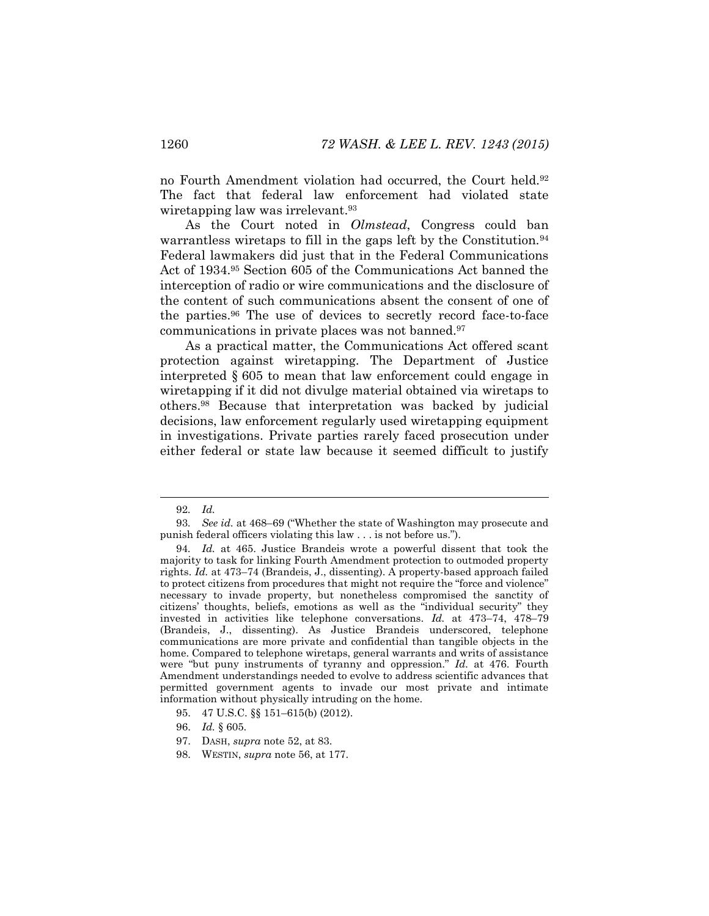no Fourth Amendment violation had occurred, the Court held.[92] The fact that federal law enforcement had violated state wiretapping law was irrelevant.[93]

As the Court noted in *Olmstead*, Congress could ban warrantless wiretaps to fill in the gaps left by the Constitution.[94] Federal lawmakers did just that in the Federal Communications Act of 1934.[95] Section 605 of the Communications Act banned the interception of radio or wire communications and the disclosure of the content of such communications absent the consent of one of the parties.[96] The use of devices to secretly record face-to-face communications in private places was not banned.[97]

As a practical matter, the Communications Act offered scant protection against wiretapping. The Department of Justice interpreted § 605 to mean that law enforcement could engage in wiretapping if it did not divulge material obtained via wiretaps to others.[98] Because that interpretation was backed by judicial decisions, law enforcement regularly used wiretapping equipment in investigations. Private parties rarely faced prosecution under either federal or state law because it seemed difficult to justify

---

92. *Id.*

93. *See id.* at 468–69 ("Whether the state of Washington may prosecute and punish federal officers violating this law . . . is not before us.").

94. *Id.* at 465. Justice Brandeis wrote a powerful dissent that took the majority to task for linking Fourth Amendment protection to outmoded property rights. *Id.* at 473–74 (Brandeis, J., dissenting). A property-based approach failed to protect citizens from procedures that might not require the "force and violence" necessary to invade property, but nonetheless compromised the sanctity of citizens' thoughts, beliefs, emotions as well as the "individual security" they invested in activities like telephone conversations. *Id.* at 473–74, 478–79 (Brandeis, J., dissenting). As Justice Brandeis underscored, telephone communications are more private and confidential than tangible objects in the home. Compared to telephone wiretaps, general warrants and writs of assistance were "but puny instruments of tyranny and oppression." *Id.* at 476. Fourth Amendment understandings needed to evolve to address scientific advances that permitted government agents to invade our most private and intimate information without physically intruding on the home.

95. 47 U.S.C. §§ 151–615(b) (2012).

96. *Id.* § 605.

97. DASH, *supra* note 52, at 83.

98. WESTIN, *supra* note 56, at 177.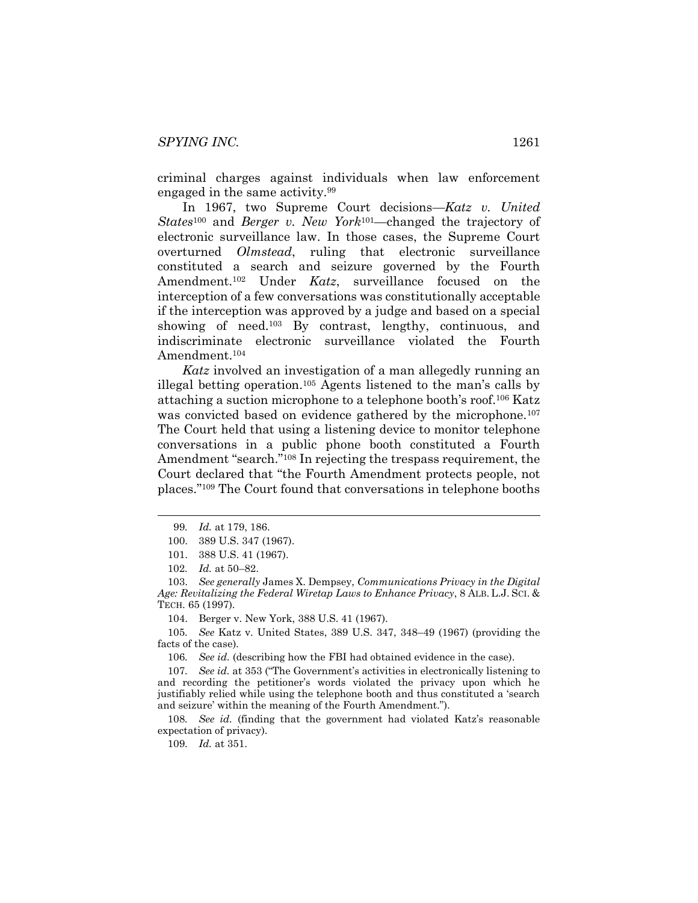criminal charges against individuals when law enforcement engaged in the same activity.[99]

In 1967, two Supreme Court decisions—*Katz v. United States*[100] and *Berger v. New York*[101]—changed the trajectory of electronic surveillance law. In those cases, the Supreme Court overturned *Olmstead*, ruling that electronic surveillance constituted a search and seizure governed by the Fourth Amendment.[102] Under *Katz*, surveillance focused on the interception of a few conversations was constitutionally acceptable if the interception was approved by a judge and based on a special showing of need.[103] By contrast, lengthy, continuous, and indiscriminate electronic surveillance violated the Fourth Amendment.[104]

*Katz* involved an investigation of a man allegedly running an illegal betting operation.[105] Agents listened to the man's calls by attaching a suction microphone to a telephone booth's roof.[106] Katz was convicted based on evidence gathered by the microphone.[107] The Court held that using a listening device to monitor telephone conversations in a public phone booth constituted a Fourth Amendment "search."[108] In rejecting the trespass requirement, the Court declared that "the Fourth Amendment protects people, not places."[109] The Court found that conversations in telephone booths

---

99. *Id.* at 179, 186.

100. 389 U.S. 347 (1967).

101. 388 U.S. 41 (1967).

102. *Id.* at 50–82.

103. *See generally* James X. Dempsey, *Communications Privacy in the Digital Age: Revitalizing the Federal Wiretap Laws to Enhance Privacy*, 8 ALB. L.J. SCI. & TECH. 65 (1997).

104. Berger v. New York, 388 U.S. 41 (1967).

105. *See* Katz v. United States, 389 U.S. 347, 348–49 (1967) (providing the facts of the case).

106. *See id.* (describing how the FBI had obtained evidence in the case).

107. *See id.* at 353 ("The Government's activities in electronically listening to and recording the petitioner's words violated the privacy upon which he justifiably relied while using the telephone booth and thus constituted a 'search and seizure' within the meaning of the Fourth Amendment.").

108. *See id.* (finding that the government had violated Katz's reasonable expectation of privacy).

109. *Id.* at 351.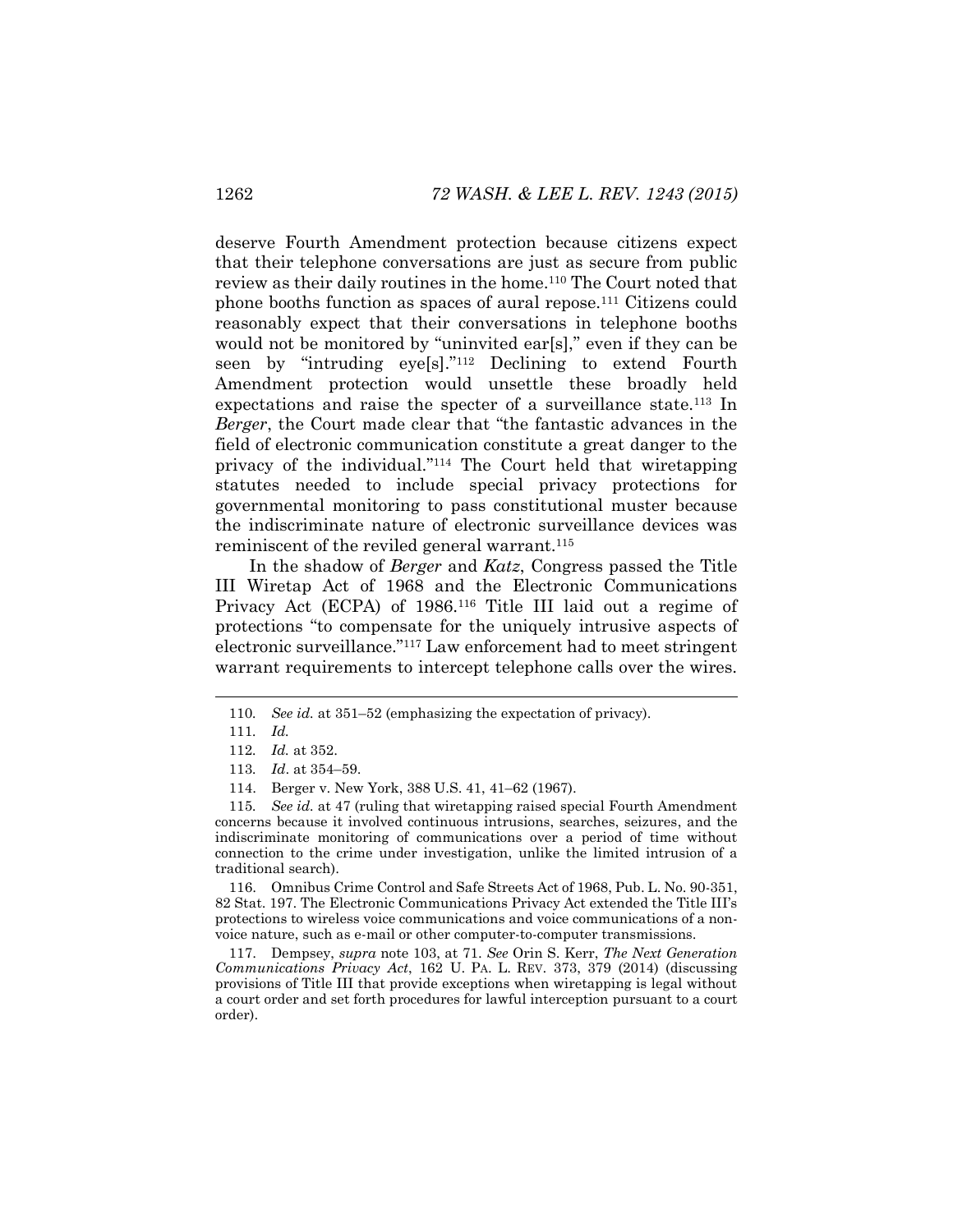deserve Fourth Amendment protection because citizens expect that their telephone conversations are just as secure from public review as their daily routines in the home.[110] The Court noted that phone booths function as spaces of aural repose.[111] Citizens could reasonably expect that their conversations in telephone booths would not be monitored by "uninvited ear[s]," even if they can be seen by "intruding eye[s]."[112] Declining to extend Fourth Amendment protection would unsettle these broadly held expectations and raise the specter of a surveillance state.[113] In *Berger*, the Court made clear that "the fantastic advances in the field of electronic communication constitute a great danger to the privacy of the individual."[114] The Court held that wiretapping statutes needed to include special privacy protections for governmental monitoring to pass constitutional muster because the indiscriminate nature of electronic surveillance devices was reminiscent of the reviled general warrant.[115]

In the shadow of *Berger* and *Katz*, Congress passed the Title III Wiretap Act of 1968 and the Electronic Communications Privacy Act (ECPA) of 1986.[116] Title III laid out a regime of protections "to compensate for the uniquely intrusive aspects of electronic surveillance."[117] Law enforcement had to meet stringent warrant requirements to intercept telephone calls over the wires.

110. *See id.* at 351–52 (emphasizing the expectation of privacy).

111. *Id.*

112. *Id.* at 352.

113. *Id*. at 354–59.

114. Berger v. New York, 388 U.S. 41, 41–62 (1967).

115. *See id.* at 47 (ruling that wiretapping raised special Fourth Amendment concerns because it involved continuous intrusions, searches, seizures, and the indiscriminate monitoring of communications over a period of time without connection to the crime under investigation, unlike the limited intrusion of a traditional search).

116. Omnibus Crime Control and Safe Streets Act of 1968, Pub. L. No. 90-351, 82 Stat. 197. The Electronic Communications Privacy Act extended the Title III's protections to wireless voice communications and voice communications of a non-voice nature, such as e-mail or other computer-to-computer transmissions.

117. Dempsey, *supra* note 103, at 71. *See* Orin S. Kerr, *The Next Generation Communications Privacy Act*, 162 U. PA. L. REV. 373, 379 (2014) (discussing provisions of Title III that provide exceptions when wiretapping is legal without a court order and set forth procedures for lawful interception pursuant to a court order).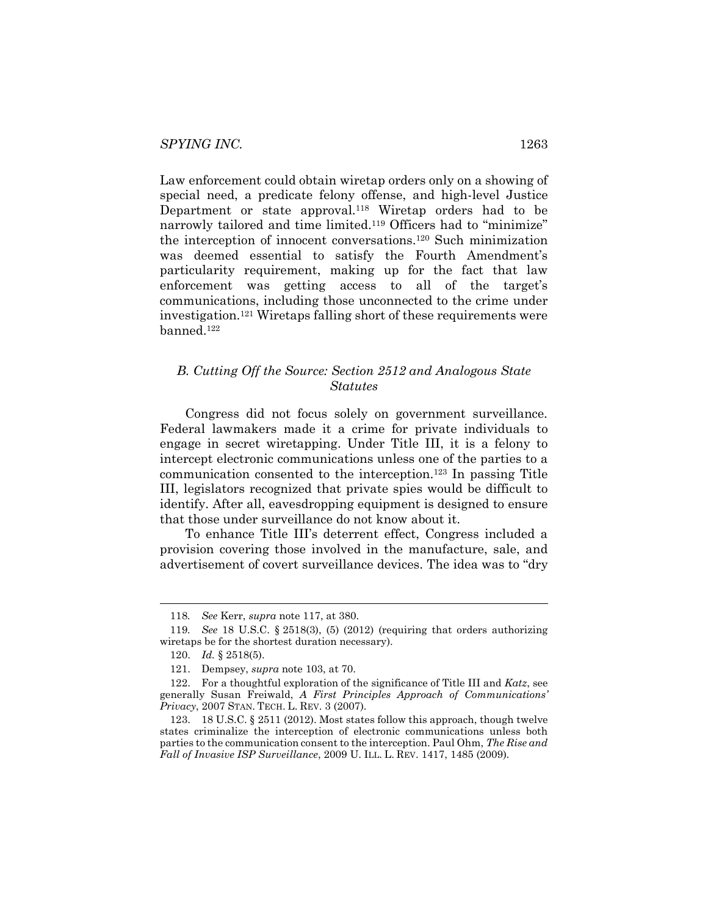Law enforcement could obtain wiretap orders only on a showing of special need, a predicate felony offense, and high-level Justice Department or state approval.[118] Wiretap orders had to be narrowly tailored and time limited.[119] Officers had to "minimize" the interception of innocent conversations.[120] Such minimization was deemed essential to satisfy the Fourth Amendment's particularity requirement, making up for the fact that law enforcement was getting access to all of the target's communications, including those unconnected to the crime under investigation.[121] Wiretaps falling short of these requirements were banned.[122]

### *B. Cutting Off the Source: Section 2512 and Analogous State Statutes*

Congress did not focus solely on government surveillance. Federal lawmakers made it a crime for private individuals to engage in secret wiretapping. Under Title III, it is a felony to intercept electronic communications unless one of the parties to a communication consented to the interception.[123] In passing Title III, legislators recognized that private spies would be difficult to identify. After all, eavesdropping equipment is designed to ensure that those under surveillance do not know about it.

To enhance Title III's deterrent effect, Congress included a provision covering those involved in the manufacture, sale, and advertisement of covert surveillance devices. The idea was to "dry

---

118. *See* Kerr, *supra* note 117, at 380.

119. *See* 18 U.S.C. § 2518(3), (5) (2012) (requiring that orders authorizing wiretaps be for the shortest duration necessary).

120. *Id.* § 2518(5).

121. Dempsey, *supra* note 103, at 70.

122. For a thoughtful exploration of the significance of Title III and *Katz*, see generally Susan Freiwald, *A First Principles Approach of Communications' Privacy*, 2007 STAN. TECH. L. REV. 3 (2007).

123. 18 U.S.C. § 2511 (2012). Most states follow this approach, though twelve states criminalize the interception of electronic communications unless both parties to the communication consent to the interception. Paul Ohm, *The Rise and Fall of Invasive ISP Surveillance*, 2009 U. ILL. L. REV. 1417, 1485 (2009).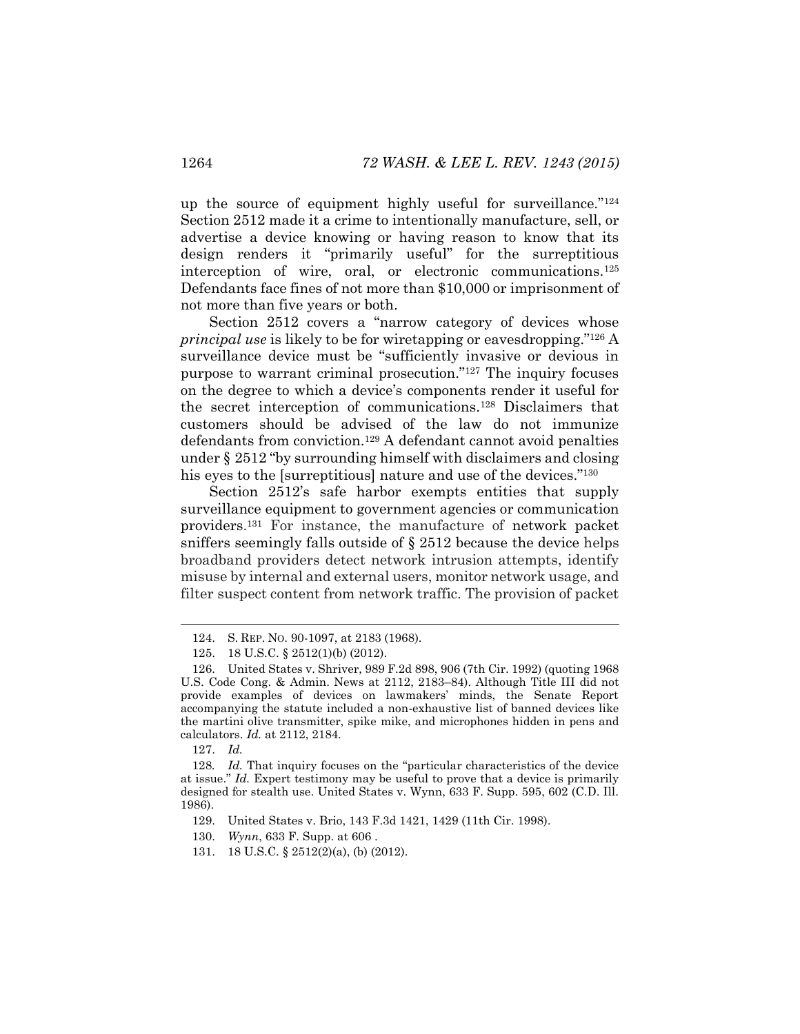up the source of equipment highly useful for surveillance."[124] Section 2512 made it a crime to intentionally manufacture, sell, or advertise a device knowing or having reason to know that its design renders it "primarily useful" for the surreptitious interception of wire, oral, or electronic communications.[125] Defendants face fines of not more than $10,000 or imprisonment of not more than five years or both.

Section 2512 covers a "narrow category of devices whose *principal use* is likely to be for wiretapping or eavesdropping."[126] A surveillance device must be "sufficiently invasive or devious in purpose to warrant criminal prosecution."[127] The inquiry focuses on the degree to which a device's components render it useful for the secret interception of communications.[128] Disclaimers that customers should be advised of the law do not immunize defendants from conviction.[129] A defendant cannot avoid penalties under § 2512 "by surrounding himself with disclaimers and closing his eyes to the [surreptitious] nature and use of the devices."[130]

Section 2512's safe harbor exempts entities that supply surveillance equipment to government agencies or communication providers.[131] For instance, the manufacture of network packet sniffers seemingly falls outside of § 2512 because the device helps broadband providers detect network intrusion attempts, identify misuse by internal and external users, monitor network usage, and filter suspect content from network traffic. The provision of packet

---

124. S. REP. NO. 90-1097, at 2183 (1968).

125. 18 U.S.C. § 2512(1)(b) (2012).

126. United States v. Shriver, 989 F.2d 898, 906 (7th Cir. 1992) (quoting 1968 U.S. Code Cong. & Admin. News at 2112, 2183–84). Although Title III did not provide examples of devices on lawmakers' minds, the Senate Report accompanying the statute included a non-exhaustive list of banned devices like the martini olive transmitter, spike mike, and microphones hidden in pens and calculators. *Id.* at 2112, 2184.

127. *Id.*

128. *Id.* That inquiry focuses on the "particular characteristics of the device at issue." *Id.* Expert testimony may be useful to prove that a device is primarily designed for stealth use. United States v. Wynn, 633 F. Supp. 595, 602 (C.D. Ill. 1986).

129. United States v. Brio, 143 F.3d 1421, 1429 (11th Cir. 1998).

130. *Wynn*, 633 F. Supp. at 606 .

131. 18 U.S.C. § 2512(2)(a), (b) (2012).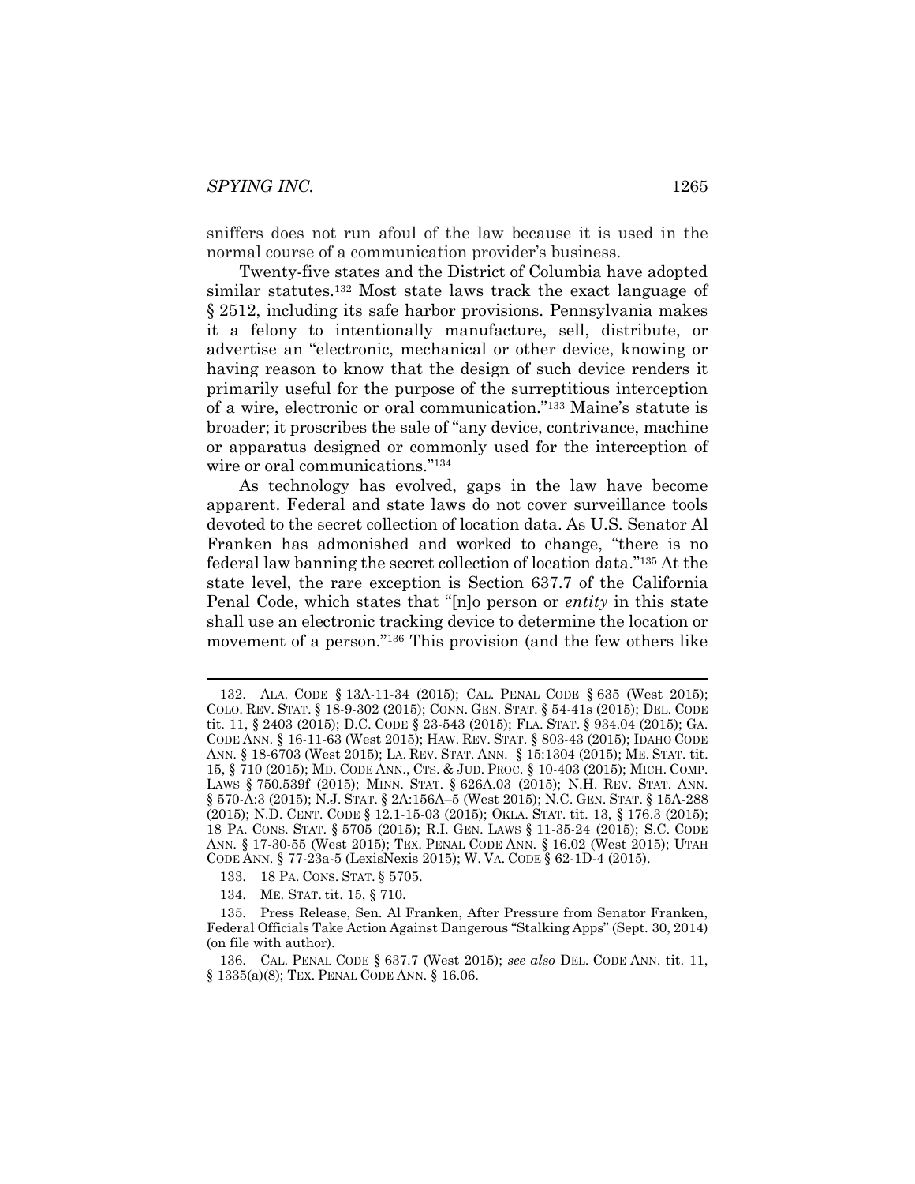sniffers does not run afoul of the law because it is used in the normal course of a communication provider's business.

Twenty-five states and the District of Columbia have adopted similar statutes.[132] Most state laws track the exact language of § 2512, including its safe harbor provisions. Pennsylvania makes it a felony to intentionally manufacture, sell, distribute, or advertise an "electronic, mechanical or other device, knowing or having reason to know that the design of such device renders it primarily useful for the purpose of the surreptitious interception of a wire, electronic or oral communication."[133] Maine's statute is broader; it proscribes the sale of "any device, contrivance, machine or apparatus designed or commonly used for the interception of wire or oral communications."[134]

As technology has evolved, gaps in the law have become apparent. Federal and state laws do not cover surveillance tools devoted to the secret collection of location data. As U.S. Senator Al Franken has admonished and worked to change, "there is no federal law banning the secret collection of location data."[135] At the state level, the rare exception is Section 637.7 of the California Penal Code, which states that "[n]o person or *entity* in this state shall use an electronic tracking device to determine the location or movement of a person."[136] This provision (and the few others like

---

132. ALA. CODE § 13A-11-34 (2015); CAL. PENAL CODE § 635 (West 2015); COLO. REV. STAT. § 18-9-302 (2015); CONN. GEN. STAT. § 54-41s (2015); DEL. CODE tit. 11, § 2403 (2015); D.C. CODE § 23-543 (2015); FLA. STAT. § 934.04 (2015); GA. CODE ANN. § 16-11-63 (West 2015); HAW. REV. STAT. § 803-43 (2015); IDAHO CODE ANN. § 18-6703 (West 2015); LA. REV. STAT. ANN. § 15:1304 (2015); ME. STAT. tit. 15, § 710 (2015); MD. CODE ANN., CTS. & JUD. PROC. § 10-403 (2015); MICH. COMP. LAWS § 750.539f (2015); MINN. STAT. § 626A.03 (2015); N.H. REV. STAT. ANN. § 570-A:3 (2015); N.J. STAT. § 2A:156A–5 (West 2015); N.C. GEN. STAT. § 15A-288 (2015); N.D. CENT. CODE § 12.1-15-03 (2015); OKLA. STAT. tit. 13, § 176.3 (2015); 18 PA. CONS. STAT. § 5705 (2015); R.I. GEN. LAWS § 11-35-24 (2015); S.C. CODE ANN. § 17-30-55 (West 2015); TEX. PENAL CODE ANN. § 16.02 (West 2015); UTAH CODE ANN. § 77-23a-5 (LexisNexis 2015); W. VA. CODE § 62-1D-4 (2015).

133. 18 PA. CONS. STAT. § 5705.

134. ME. STAT. tit. 15, § 710.

135. Press Release, Sen. Al Franken, After Pressure from Senator Franken, Federal Officials Take Action Against Dangerous "Stalking Apps" (Sept. 30, 2014) (on file with author).

136. CAL. PENAL CODE § 637.7 (West 2015); *see also* DEL. CODE ANN. tit. 11, § 1335(a)(8); TEX. PENAL CODE ANN. § 16.06.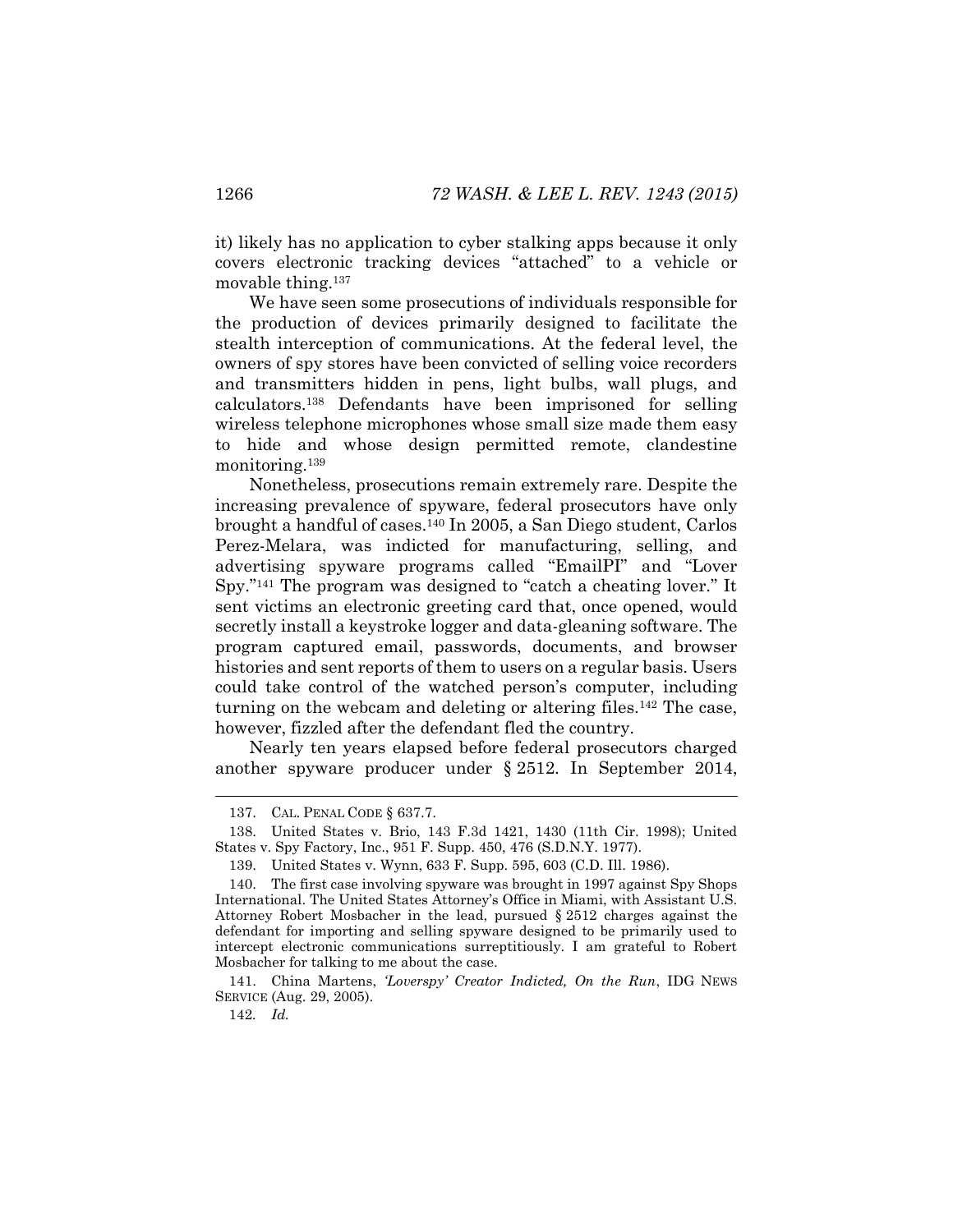it) likely has no application to cyber stalking apps because it only covers electronic tracking devices "attached" to a vehicle or movable thing.[137]

We have seen some prosecutions of individuals responsible for the production of devices primarily designed to facilitate the stealth interception of communications. At the federal level, the owners of spy stores have been convicted of selling voice recorders and transmitters hidden in pens, light bulbs, wall plugs, and calculators.[138] Defendants have been imprisoned for selling wireless telephone microphones whose small size made them easy to hide and whose design permitted remote, clandestine monitoring.[139]

Nonetheless, prosecutions remain extremely rare. Despite the increasing prevalence of spyware, federal prosecutors have only brought a handful of cases.[140] In 2005, a San Diego student, Carlos Perez-Melara, was indicted for manufacturing, selling, and advertising spyware programs called "EmailPI" and "Lover Spy."[141] The program was designed to "catch a cheating lover." It sent victims an electronic greeting card that, once opened, would secretly install a keystroke logger and data-gleaning software. The program captured email, passwords, documents, and browser histories and sent reports of them to users on a regular basis. Users could take control of the watched person's computer, including turning on the webcam and deleting or altering files.[142] The case, however, fizzled after the defendant fled the country.

Nearly ten years elapsed before federal prosecutors charged another spyware producer under § 2512. In September 2014,

---

137. CAL. PENAL CODE § 637.7.

138. United States v. Brio, 143 F.3d 1421, 1430 (11th Cir. 1998); United States v. Spy Factory, Inc., 951 F. Supp. 450, 476 (S.D.N.Y. 1977).

139. United States v. Wynn, 633 F. Supp. 595, 603 (C.D. Ill. 1986).

140. The first case involving spyware was brought in 1997 against Spy Shops International. The United States Attorney's Office in Miami, with Assistant U.S. Attorney Robert Mosbacher in the lead, pursued § 2512 charges against the defendant for importing and selling spyware designed to be primarily used to intercept electronic communications surreptitiously. I am grateful to Robert Mosbacher for talking to me about the case.

141. China Martens, *'Loverspy' Creator Indicted, On the Run*, IDG NEWS SERVICE (Aug. 29, 2005).

142. *Id.*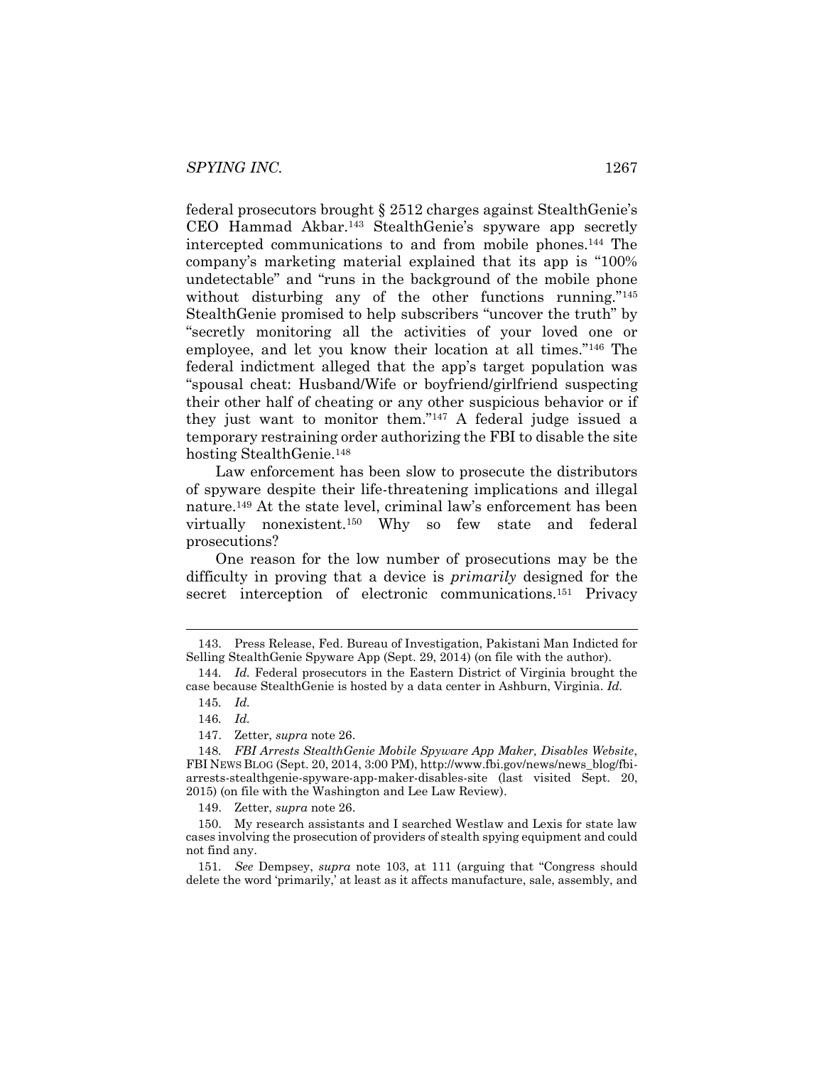federal prosecutors brought § 2512 charges against StealthGenie's CEO Hammad Akbar.[143] StealthGenie's spyware app secretly intercepted communications to and from mobile phones.[144] The company's marketing material explained that its app is "100% undetectable" and "runs in the background of the mobile phone without disturbing any of the other functions running."[145] StealthGenie promised to help subscribers "uncover the truth" by "secretly monitoring all the activities of your loved one or employee, and let you know their location at all times."[146] The federal indictment alleged that the app's target population was "spousal cheat: Husband/Wife or boyfriend/girlfriend suspecting their other half of cheating or any other suspicious behavior or if they just want to monitor them."[147] A federal judge issued a temporary restraining order authorizing the FBI to disable the site hosting StealthGenie.[148]

Law enforcement has been slow to prosecute the distributors of spyware despite their life-threatening implications and illegal nature.[149] At the state level, criminal law's enforcement has been virtually nonexistent.[150] Why so few state and federal prosecutions?

One reason for the low number of prosecutions may be the difficulty in proving that a device is *primarily* designed for the secret interception of electronic communications.[151] Privacy

---

143. Press Release, Fed. Bureau of Investigation, Pakistani Man Indicted for Selling StealthGenie Spyware App (Sept. 29, 2014) (on file with the author).

144. *Id.* Federal prosecutors in the Eastern District of Virginia brought the case because StealthGenie is hosted by a data center in Ashburn, Virginia. *Id.*

145. *Id.*

146. *Id.*

147. Zetter, *supra* note 26.

148. *FBI Arrests StealthGenie Mobile Spyware App Maker, Disables Website*, FBI NEWS BLOG (Sept. 20, 2014, 3:00 PM), http://www.fbi.gov/news/news_blog/fbi-arrests-stealthgenie-spyware-app-maker-disables-site (last visited Sept. 20, 2015) (on file with the Washington and Lee Law Review).

149. Zetter, *supra* note 26.

150. My research assistants and I searched Westlaw and Lexis for state law cases involving the prosecution of providers of stealth spying equipment and could not find any.

151. *See* Dempsey, *supra* note 103, at 111 (arguing that "Congress should delete the word 'primarily,' at least as it affects manufacture, sale, assembly, and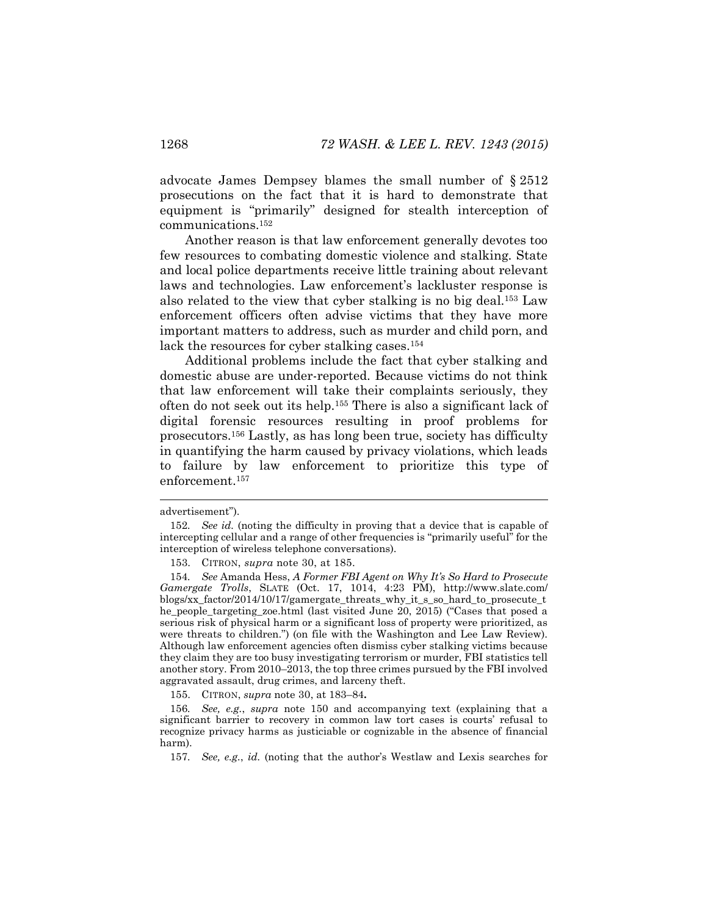advocate James Dempsey blames the small number of § 2512 prosecutions on the fact that it is hard to demonstrate that equipment is "primarily" designed for stealth interception of communications.[152]

Another reason is that law enforcement generally devotes too few resources to combating domestic violence and stalking. State and local police departments receive little training about relevant laws and technologies. Law enforcement's lackluster response is also related to the view that cyber stalking is no big deal.[153] Law enforcement officers often advise victims that they have more important matters to address, such as murder and child porn, and lack the resources for cyber stalking cases.[154]

Additional problems include the fact that cyber stalking and domestic abuse are under-reported. Because victims do not think that law enforcement will take their complaints seriously, they often do not seek out its help.[155] There is also a significant lack of digital forensic resources resulting in proof problems for prosecutors.[156] Lastly, as has long been true, society has difficulty in quantifying the harm caused by privacy violations, which leads to failure by law enforcement to prioritize this type of enforcement.[157]

---

advertisement").

152. *See id.* (noting the difficulty in proving that a device that is capable of intercepting cellular and a range of other frequencies is "primarily useful" for the interception of wireless telephone conversations).

153. CITRON, *supra* note 30, at 185.

154. *See* Amanda Hess, *A Former FBI Agent on Why It's So Hard to Prosecute Gamergate Trolls*, SLATE (Oct. 17, 1014, 4:23 PM), http://www.slate.com/blogs/xx_factor/2014/10/17/gamergate_threats_why_it_s_so_hard_to_prosecute_the_people_targeting_zoe.html (last visited June 20, 2015) ("Cases that posed a serious risk of physical harm or a significant loss of property were prioritized, as were threats to children.") (on file with the Washington and Lee Law Review). Although law enforcement agencies often dismiss cyber stalking victims because they claim they are too busy investigating terrorism or murder, FBI statistics tell another story. From 2010–2013, the top three crimes pursued by the FBI involved aggravated assault, drug crimes, and larceny theft.

155. CITRON, *supra* note 30, at 183–84.

156. *See, e.g.*, *supra* note 150 and accompanying text (explaining that a significant barrier to recovery in common law tort cases is courts' refusal to recognize privacy harms as justiciable or cognizable in the absence of financial harm).

157. *See, e.g.*, *id.* (noting that the author's Westlaw and Lexis searches for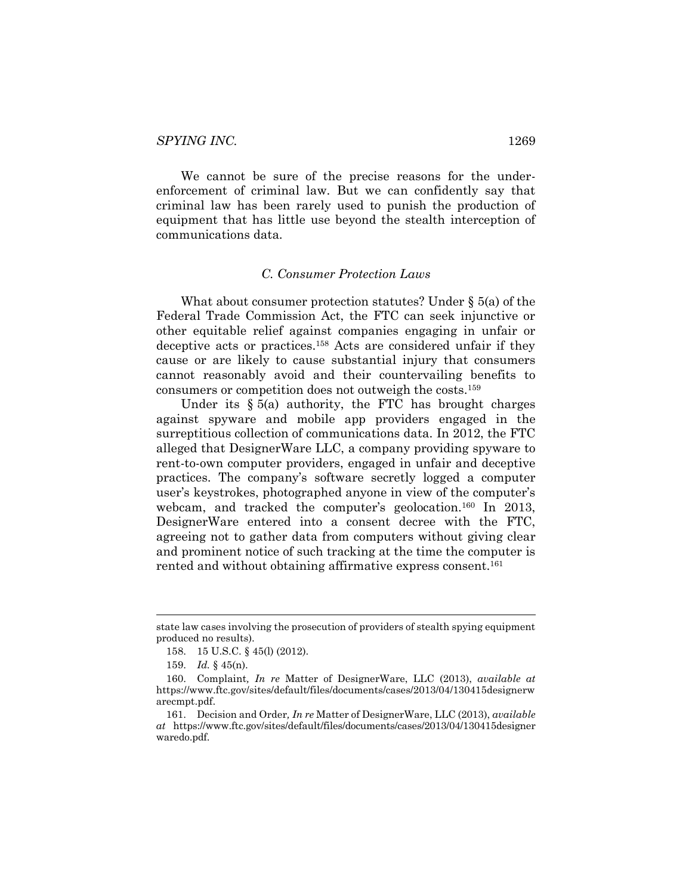We cannot be sure of the precise reasons for the under-enforcement of criminal law. But we can confidently say that criminal law has been rarely used to punish the production of equipment that has little use beyond the stealth interception of communications data.

### C. Consumer Protection Laws

What about consumer protection statutes? Under § 5(a) of the Federal Trade Commission Act, the FTC can seek injunctive or other equitable relief against companies engaging in unfair or deceptive acts or practices.[158] Acts are considered unfair if they cause or are likely to cause substantial injury that consumers cannot reasonably avoid and their countervailing benefits to consumers or competition does not outweigh the costs.[159]

Under its § 5(a) authority, the FTC has brought charges against spyware and mobile app providers engaged in the surreptitious collection of communications data. In 2012, the FTC alleged that DesignerWare LLC, a company providing spyware to rent-to-own computer providers, engaged in unfair and deceptive practices. The company's software secretly logged a computer user's keystrokes, photographed anyone in view of the computer's webcam, and tracked the computer's geolocation.[160] In 2013, DesignerWare entered into a consent decree with the FTC, agreeing not to gather data from computers without giving clear and prominent notice of such tracking at the time the computer is rented and without obtaining affirmative express consent.[161]

---

state law cases involving the prosecution of providers of stealth spying equipment produced no results).

158. 15 U.S.C. § 45(l) (2012).

159. *Id.* § 45(n).

160. Complaint*, In re* Matter of DesignerWare, LLC (2013), *available at* https://www.ftc.gov/sites/default/files/documents/cases/2013/04/130415designerwarecmpt.pdf.

161. Decision and Order*, In re* Matter of DesignerWare, LLC (2013), *available at* https://www.ftc.gov/sites/default/files/documents/cases/2013/04/130415designerwaredo.pdf.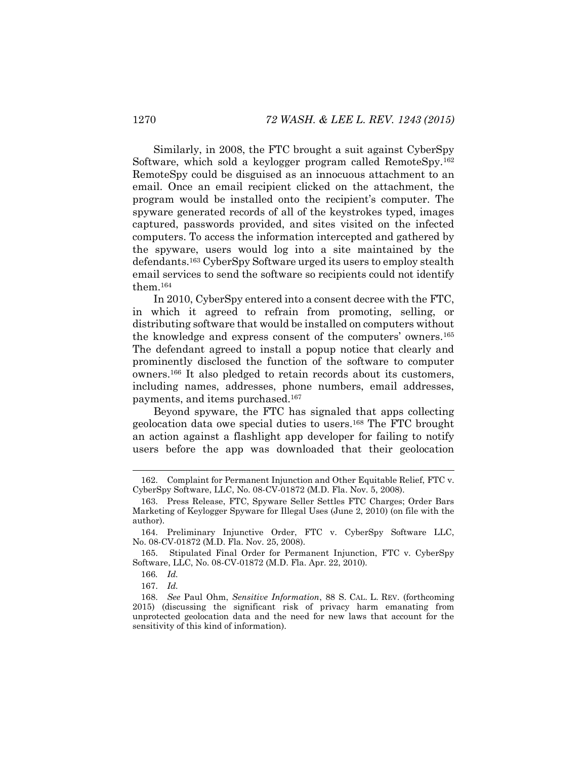Similarly, in 2008, the FTC brought a suit against CyberSpy Software, which sold a keylogger program called RemoteSpy.[162] RemoteSpy could be disguised as an innocuous attachment to an email. Once an email recipient clicked on the attachment, the program would be installed onto the recipient's computer. The spyware generated records of all of the keystrokes typed, images captured, passwords provided, and sites visited on the infected computers. To access the information intercepted and gathered by the spyware, users would log into a site maintained by the defendants.[163] CyberSpy Software urged its users to employ stealth email services to send the software so recipients could not identify them.[164]

In 2010, CyberSpy entered into a consent decree with the FTC, in which it agreed to refrain from promoting, selling, or distributing software that would be installed on computers without the knowledge and express consent of the computers' owners.[165] The defendant agreed to install a popup notice that clearly and prominently disclosed the function of the software to computer owners.[166] It also pledged to retain records about its customers, including names, addresses, phone numbers, email addresses, payments, and items purchased.[167]

Beyond spyware, the FTC has signaled that apps collecting geolocation data owe special duties to users.[168] The FTC brought an action against a flashlight app developer for failing to notify users before the app was downloaded that their geolocation

---

162. Complaint for Permanent Injunction and Other Equitable Relief, FTC v. CyberSpy Software, LLC, No. 08-CV-01872 (M.D. Fla. Nov. 5, 2008).

163. Press Release, FTC, Spyware Seller Settles FTC Charges; Order Bars Marketing of Keylogger Spyware for Illegal Uses (June 2, 2010) (on file with the author).

164. Preliminary Injunctive Order, FTC v. CyberSpy Software LLC, No. 08-CV-01872 (M.D. Fla. Nov. 25, 2008).

165. Stipulated Final Order for Permanent Injunction, FTC v. CyberSpy Software, LLC, No. 08-CV-01872 (M.D. Fla. Apr. 22, 2010).

166. *Id.*

167. *Id.*

168. *See* Paul Ohm, *Sensitive Information*, 88 S. CAL. L. REV. (forthcoming 2015) (discussing the significant risk of privacy harm emanating from unprotected geolocation data and the need for new laws that account for the sensitivity of this kind of information).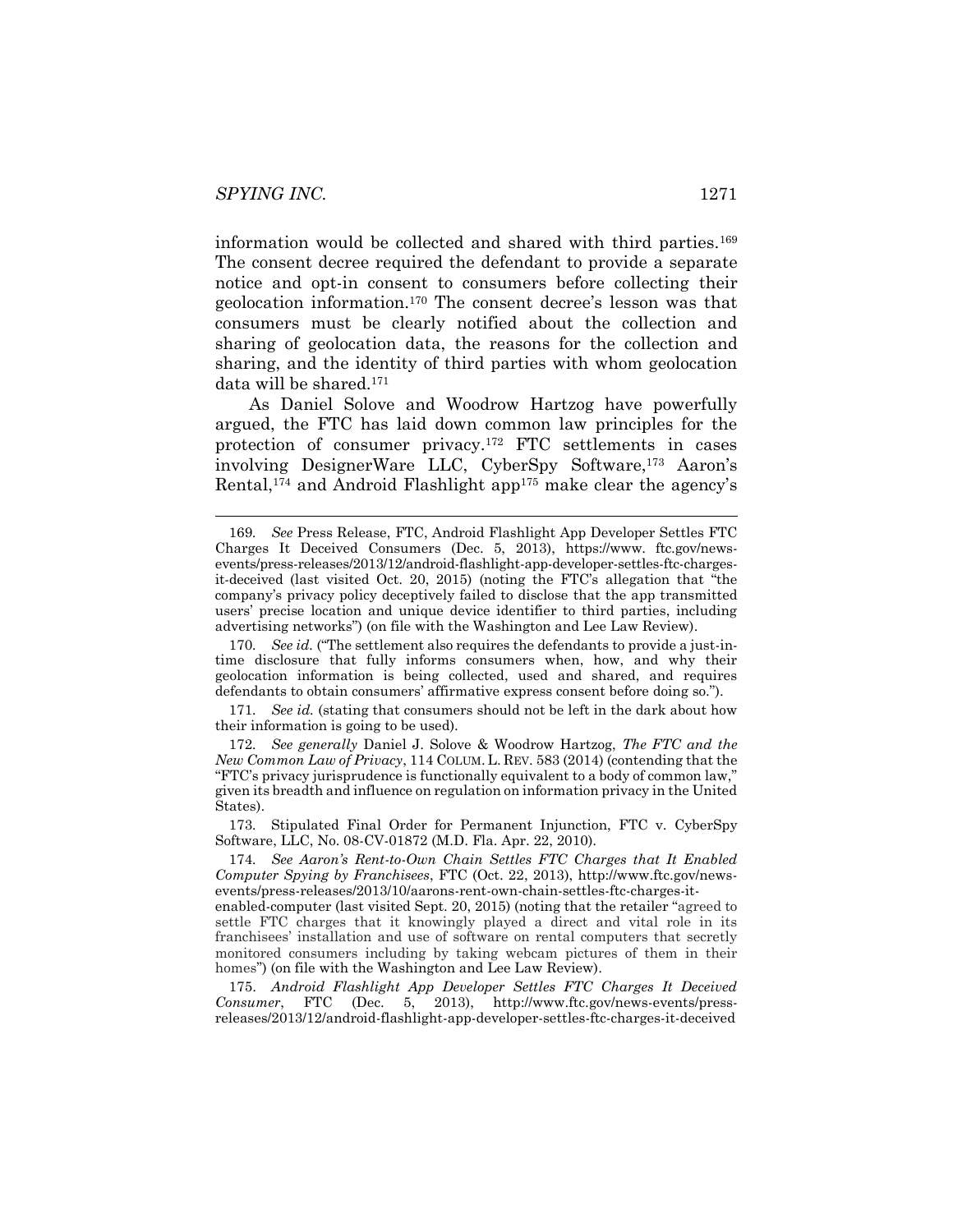information would be collected and shared with third parties.[169] The consent decree required the defendant to provide a separate notice and opt-in consent to consumers before collecting their geolocation information.[170] The consent decree's lesson was that consumers must be clearly notified about the collection and sharing of geolocation data, the reasons for the collection and sharing, and the identity of third parties with whom geolocation data will be shared.[171]

As Daniel Solove and Woodrow Hartzog have powerfully argued, the FTC has laid down common law principles for the protection of consumer privacy.[172] FTC settlements in cases involving DesignerWare LLC, CyberSpy Software,[173] Aaron's Rental,[174] and Android Flashlight app[175] make clear the agency's

---

169. *See* Press Release, FTC, Android Flashlight App Developer Settles FTC Charges It Deceived Consumers (Dec. 5, 2013), https://www. ftc.gov/news-events/press-releases/2013/12/android-flashlight-app-developer-settles-ftc-charges-it-deceived (last visited Oct. 20, 2015) (noting the FTC's allegation that "the company's privacy policy deceptively failed to disclose that the app transmitted users' precise location and unique device identifier to third parties, including advertising networks") (on file with the Washington and Lee Law Review).

170. *See id.* ("The settlement also requires the defendants to provide a just-in-time disclosure that fully informs consumers when, how, and why their geolocation information is being collected, used and shared, and requires defendants to obtain consumers' affirmative express consent before doing so.").

171. *See id.* (stating that consumers should not be left in the dark about how their information is going to be used).

172. *See generally* Daniel J. Solove & Woodrow Hartzog, *The FTC and the New Common Law of Privacy*, 114 COLUM. L. REV. 583 (2014) (contending that the "FTC's privacy jurisprudence is functionally equivalent to a body of common law," given its breadth and influence on regulation on information privacy in the United States).

173. Stipulated Final Order for Permanent Injunction, FTC v. CyberSpy Software, LLC, No. 08-CV-01872 (M.D. Fla. Apr. 22, 2010).

174. *See Aaron's Rent-to-Own Chain Settles FTC Charges that It Enabled Computer Spying by Franchisees*, FTC (Oct. 22, 2013), http://www.ftc.gov/news-events/press-releases/2013/10/aarons-rent-own-chain-settles-ftc-charges-it-enabled-computer (last visited Sept. 20, 2015) (noting that the retailer "agreed to settle FTC charges that it knowingly played a direct and vital role in its franchisees' installation and use of software on rental computers that secretly monitored consumers including by taking webcam pictures of them in their homes") (on file with the Washington and Lee Law Review).

175. *Android Flashlight App Developer Settles FTC Charges It Deceived Consumer*, FTC (Dec. 5, 2013), http://www.ftc.gov/news-events/press-releases/2013/12/android-flashlight-app-developer-settles-ftc-charges-it-deceived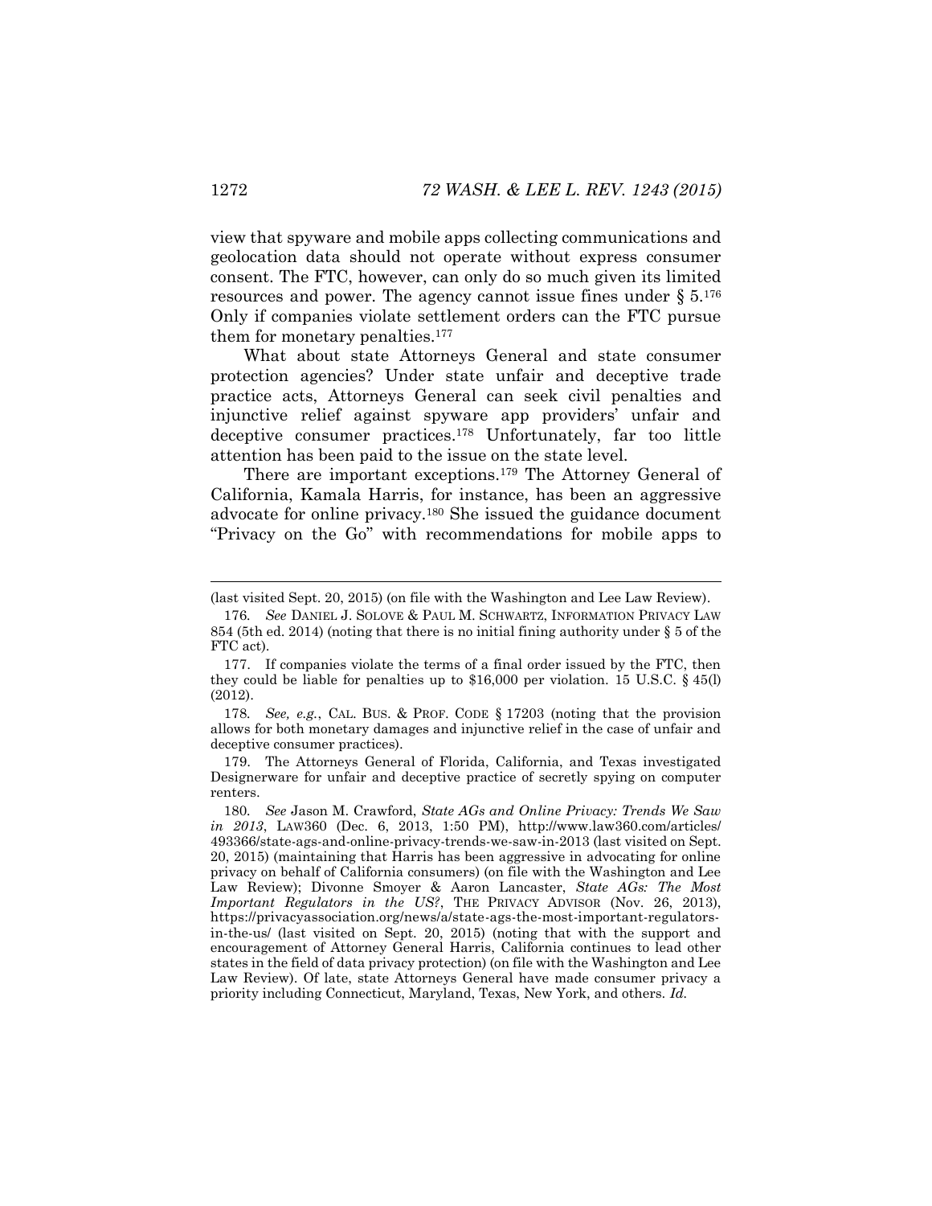view that spyware and mobile apps collecting communications and geolocation data should not operate without express consumer consent. The FTC, however, can only do so much given its limited resources and power. The agency cannot issue fines under § 5.[176] Only if companies violate settlement orders can the FTC pursue them for monetary penalties.[177]

What about state Attorneys General and state consumer protection agencies? Under state unfair and deceptive trade practice acts, Attorneys General can seek civil penalties and injunctive relief against spyware app providers' unfair and deceptive consumer practices.[178] Unfortunately, far too little attention has been paid to the issue on the state level.

There are important exceptions.[179] The Attorney General of California, Kamala Harris, for instance, has been an aggressive advocate for online privacy.[180] She issued the guidance document "Privacy on the Go" with recommendations for mobile apps to

---

(last visited Sept. 20, 2015) (on file with the Washington and Lee Law Review).

176. *See* DANIEL J. SOLOVE & PAUL M. SCHWARTZ, INFORMATION PRIVACY LAW 854 (5th ed. 2014) (noting that there is no initial fining authority under § 5 of the FTC act).

177. If companies violate the terms of a final order issued by the FTC, then they could be liable for penalties up to $16,000 per violation. 15 U.S.C. § 45(l) (2012).

178. *See, e.g.*, CAL. BUS. & PROF. CODE § 17203 (noting that the provision allows for both monetary damages and injunctive relief in the case of unfair and deceptive consumer practices).

179. The Attorneys General of Florida, California, and Texas investigated Designerware for unfair and deceptive practice of secretly spying on computer renters.

180. *See* Jason M. Crawford, *State AGs and Online Privacy: Trends We Saw in 2013*, LAW360 (Dec. 6, 2013, 1:50 PM), http://www.law360.com/articles/493366/state-ags-and-online-privacy-trends-we-saw-in-2013 (last visited on Sept. 20, 2015) (maintaining that Harris has been aggressive in advocating for online privacy on behalf of California consumers) (on file with the Washington and Lee Law Review); Divonne Smoyer & Aaron Lancaster, *State AGs: The Most Important Regulators in the US?*, THE PRIVACY ADVISOR (Nov. 26, 2013), https://privacyassociation.org/news/a/state-ags-the-most-important-regulators-in-the-us/ (last visited on Sept. 20, 2015) (noting that with the support and encouragement of Attorney General Harris, California continues to lead other states in the field of data privacy protection) (on file with the Washington and Lee Law Review). Of late, state Attorneys General have made consumer privacy a priority including Connecticut, Maryland, Texas, New York, and others. *Id.*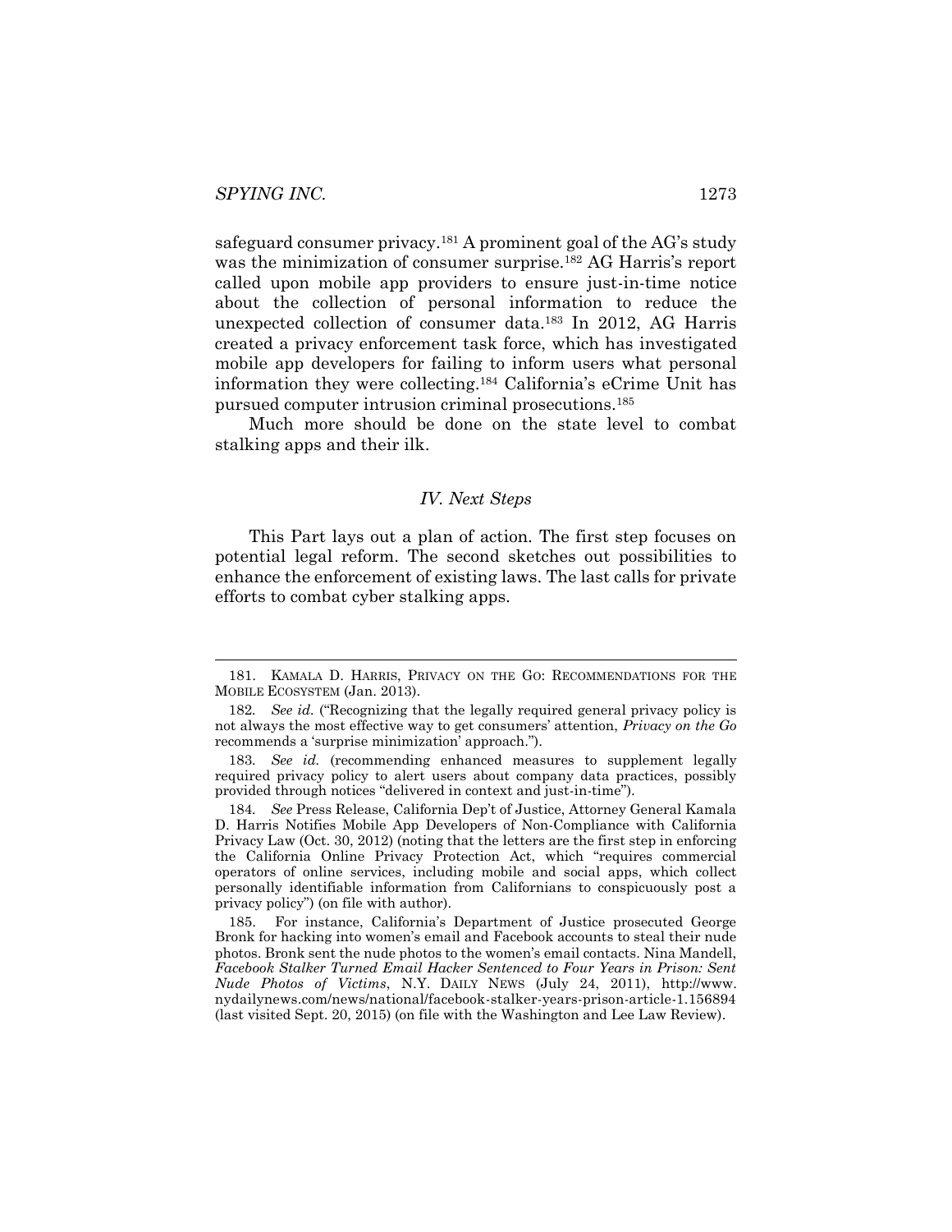safeguard consumer privacy.[181] A prominent goal of the AG's study was the minimization of consumer surprise.[182] AG Harris's report called upon mobile app providers to ensure just-in-time notice about the collection of personal information to reduce the unexpected collection of consumer data.[183] In 2012, AG Harris created a privacy enforcement task force, which has investigated mobile app developers for failing to inform users what personal information they were collecting.[184] California's eCrime Unit has pursued computer intrusion criminal prosecutions.[185]

Much more should be done on the state level to combat stalking apps and their ilk.

### *IV. Next Steps*

This Part lays out a plan of action. The first step focuses on potential legal reform. The second sketches out possibilities to enhance the enforcement of existing laws. The last calls for private efforts to combat cyber stalking apps.

---

181. KAMALA D. HARRIS, PRIVACY ON THE GO: RECOMMENDATIONS FOR THE MOBILE ECOSYSTEM (Jan. 2013).

182. *See id.* ("Recognizing that the legally required general privacy policy is not always the most effective way to get consumers' attention, *Privacy on the Go* recommends a 'surprise minimization' approach.").

183. *See id.* (recommending enhanced measures to supplement legally required privacy policy to alert users about company data practices, possibly provided through notices "delivered in context and just-in-time").

184. *See* Press Release, California Dep't of Justice, Attorney General Kamala D. Harris Notifies Mobile App Developers of Non-Compliance with California Privacy Law (Oct. 30, 2012) (noting that the letters are the first step in enforcing the California Online Privacy Protection Act, which "requires commercial operators of online services, including mobile and social apps, which collect personally identifiable information from Californians to conspicuously post a privacy policy") (on file with author).

185. For instance, California's Department of Justice prosecuted George Bronk for hacking into women's email and Facebook accounts to steal their nude photos. Bronk sent the nude photos to the women's email contacts. Nina Mandell, *Facebook Stalker Turned Email Hacker Sentenced to Four Years in Prison: Sent Nude Photos of Victims*, N.Y. DAILY NEWS (July 24, 2011), http://www.nydailynews.com/news/national/facebook-stalker-years-prison-article-1.156894 (last visited Sept. 20, 2015) (on file with the Washington and Lee Law Review).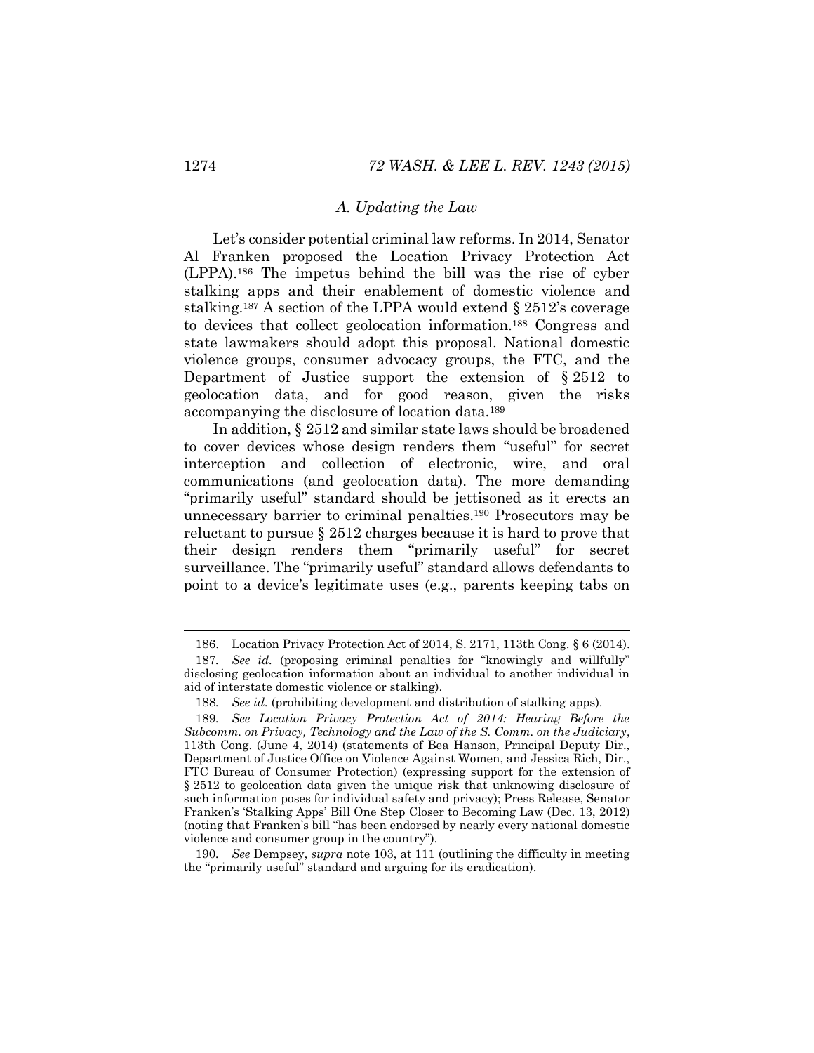### *A. Updating the Law*

Let's consider potential criminal law reforms. In 2014, Senator Al Franken proposed the Location Privacy Protection Act (LPPA).[186] The impetus behind the bill was the rise of cyber stalking apps and their enablement of domestic violence and stalking.[187] A section of the LPPA would extend § 2512's coverage to devices that collect geolocation information.[188] Congress and state lawmakers should adopt this proposal. National domestic violence groups, consumer advocacy groups, the FTC, and the Department of Justice support the extension of § 2512 to geolocation data, and for good reason, given the risks accompanying the disclosure of location data.[189]

In addition, § 2512 and similar state laws should be broadened to cover devices whose design renders them "useful" for secret interception and collection of electronic, wire, and oral communications (and geolocation data). The more demanding "primarily useful" standard should be jettisoned as it erects an unnecessary barrier to criminal penalties.[190] Prosecutors may be reluctant to pursue § 2512 charges because it is hard to prove that their design renders them "primarily useful" for secret surveillance. The "primarily useful" standard allows defendants to point to a device's legitimate uses (e.g., parents keeping tabs on

---

186. Location Privacy Protection Act of 2014, S. 2171, 113th Cong. § 6 (2014).

187. *See id.* (proposing criminal penalties for "knowingly and willfully" disclosing geolocation information about an individual to another individual in aid of interstate domestic violence or stalking).

188. *See id.* (prohibiting development and distribution of stalking apps).

189. *See Location Privacy Protection Act of 2014: Hearing Before the Subcomm. on Privacy, Technology and the Law of the S. Comm. on the Judiciary*, 113th Cong. (June 4, 2014) (statements of Bea Hanson, Principal Deputy Dir., Department of Justice Office on Violence Against Women, and Jessica Rich, Dir., FTC Bureau of Consumer Protection) (expressing support for the extension of § 2512 to geolocation data given the unique risk that unknowing disclosure of such information poses for individual safety and privacy); Press Release, Senator Franken's 'Stalking Apps' Bill One Step Closer to Becoming Law (Dec. 13, 2012) (noting that Franken's bill "has been endorsed by nearly every national domestic violence and consumer group in the country").

190. *See* Dempsey, *supra* note 103, at 111 (outlining the difficulty in meeting the "primarily useful" standard and arguing for its eradication).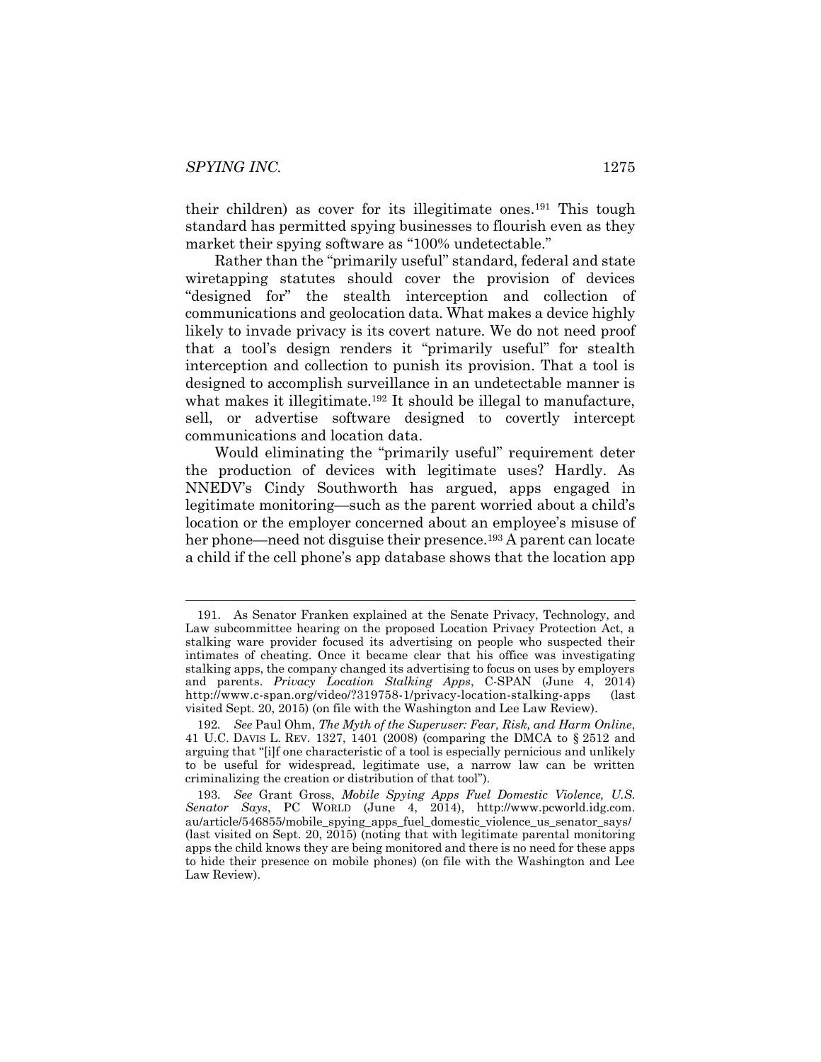their children) as cover for its illegitimate ones.[191] This tough standard has permitted spying businesses to flourish even as they market their spying software as "100% undetectable."

Rather than the "primarily useful" standard, federal and state wiretapping statutes should cover the provision of devices "designed for" the stealth interception and collection of communications and geolocation data. What makes a device highly likely to invade privacy is its covert nature. We do not need proof that a tool's design renders it "primarily useful" for stealth interception and collection to punish its provision. That a tool is designed to accomplish surveillance in an undetectable manner is what makes it illegitimate.[192] It should be illegal to manufacture, sell, or advertise software designed to covertly intercept communications and location data.

Would eliminating the "primarily useful" requirement deter the production of devices with legitimate uses? Hardly. As NNEDV's Cindy Southworth has argued, apps engaged in legitimate monitoring—such as the parent worried about a child's location or the employer concerned about an employee's misuse of her phone—need not disguise their presence.[193] A parent can locate a child if the cell phone's app database shows that the location app

---

191. As Senator Franken explained at the Senate Privacy, Technology, and Law subcommittee hearing on the proposed Location Privacy Protection Act, a stalking ware provider focused its advertising on people who suspected their intimates of cheating. Once it became clear that his office was investigating stalking apps, the company changed its advertising to focus on uses by employers and parents. *Privacy Location Stalking Apps*, C-SPAN (June 4, 2014) http://www.c-span.org/video/?319758-1/privacy-location-stalking-apps (last visited Sept. 20, 2015) (on file with the Washington and Lee Law Review).

192. *See* Paul Ohm, *The Myth of the Superuser: Fear, Risk, and Harm Online*, 41 U.C. DAVIS L. REV. 1327, 1401 (2008) (comparing the DMCA to § 2512 and arguing that "[i]f one characteristic of a tool is especially pernicious and unlikely to be useful for widespread, legitimate use, a narrow law can be written criminalizing the creation or distribution of that tool").

193. *See* Grant Gross, *Mobile Spying Apps Fuel Domestic Violence, U.S. Senator Says*, PC WORLD (June 4, 2014), http://www.pcworld.idg.com.au/article/546855/mobile_spying_apps_fuel_domestic_violence_us_senator_says/ (last visited on Sept. 20, 2015) (noting that with legitimate parental monitoring apps the child knows they are being monitored and there is no need for these apps to hide their presence on mobile phones) (on file with the Washington and Lee Law Review).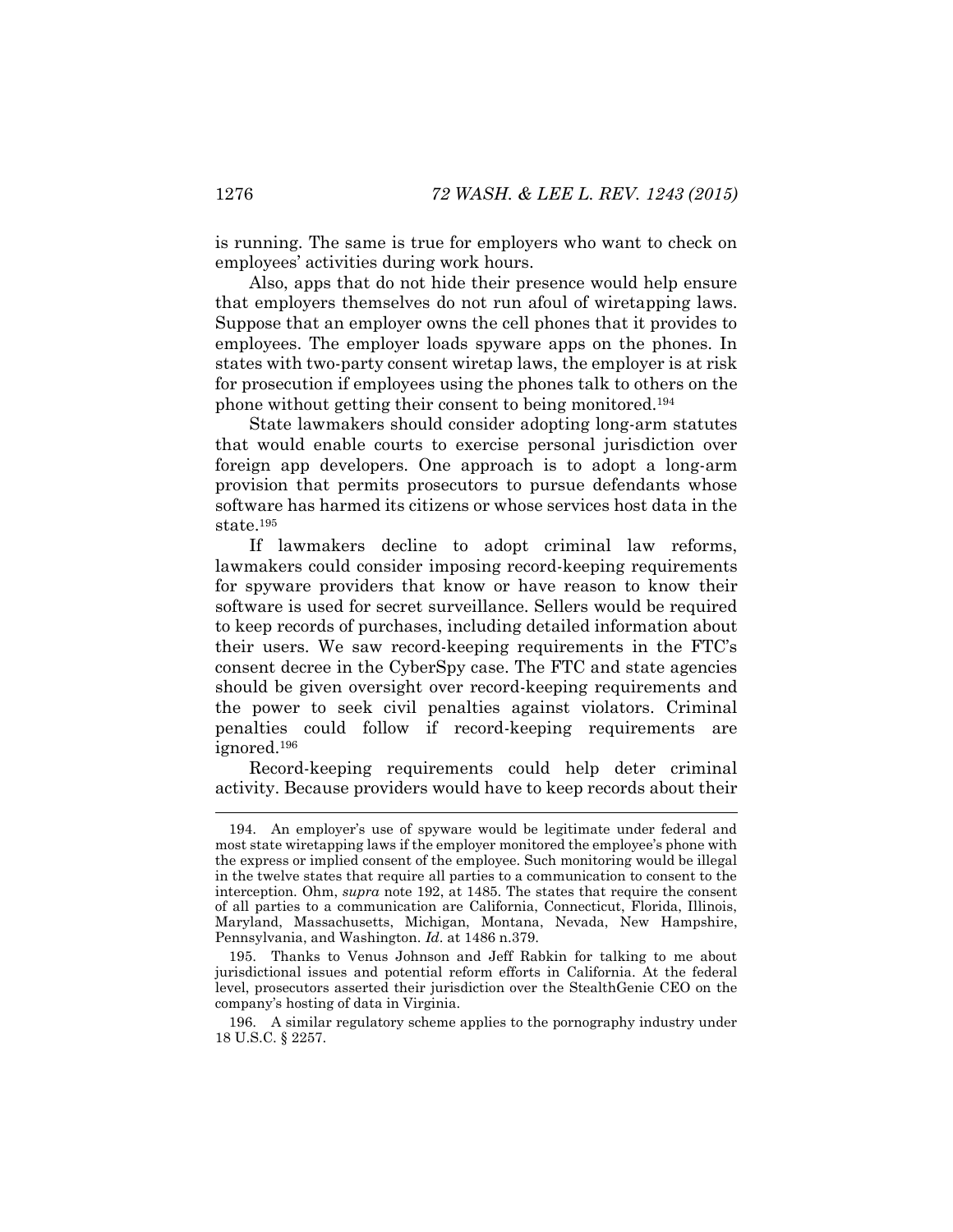is running. The same is true for employers who want to check on employees' activities during work hours.

Also, apps that do not hide their presence would help ensure that employers themselves do not run afoul of wiretapping laws. Suppose that an employer owns the cell phones that it provides to employees. The employer loads spyware apps on the phones. In states with two-party consent wiretap laws, the employer is at risk for prosecution if employees using the phones talk to others on the phone without getting their consent to being monitored.[194]

State lawmakers should consider adopting long-arm statutes that would enable courts to exercise personal jurisdiction over foreign app developers. One approach is to adopt a long-arm provision that permits prosecutors to pursue defendants whose software has harmed its citizens or whose services host data in the state.[195]

If lawmakers decline to adopt criminal law reforms, lawmakers could consider imposing record-keeping requirements for spyware providers that know or have reason to know their software is used for secret surveillance. Sellers would be required to keep records of purchases, including detailed information about their users. We saw record-keeping requirements in the FTC's consent decree in the CyberSpy case. The FTC and state agencies should be given oversight over record-keeping requirements and the power to seek civil penalties against violators. Criminal penalties could follow if record-keeping requirements are ignored.[196]

Record-keeping requirements could help deter criminal activity. Because providers would have to keep records about their

---

194. An employer's use of spyware would be legitimate under federal and most state wiretapping laws if the employer monitored the employee's phone with the express or implied consent of the employee. Such monitoring would be illegal in the twelve states that require all parties to a communication to consent to the interception. Ohm, *supra* note 192, at 1485. The states that require the consent of all parties to a communication are California, Connecticut, Florida, Illinois, Maryland, Massachusetts, Michigan, Montana, Nevada, New Hampshire, Pennsylvania, and Washington. *Id.* at 1486 n.379.

195. Thanks to Venus Johnson and Jeff Rabkin for talking to me about jurisdictional issues and potential reform efforts in California. At the federal level, prosecutors asserted their jurisdiction over the StealthGenie CEO on the company's hosting of data in Virginia.

196. A similar regulatory scheme applies to the pornography industry under 18 U.S.C. § 2257.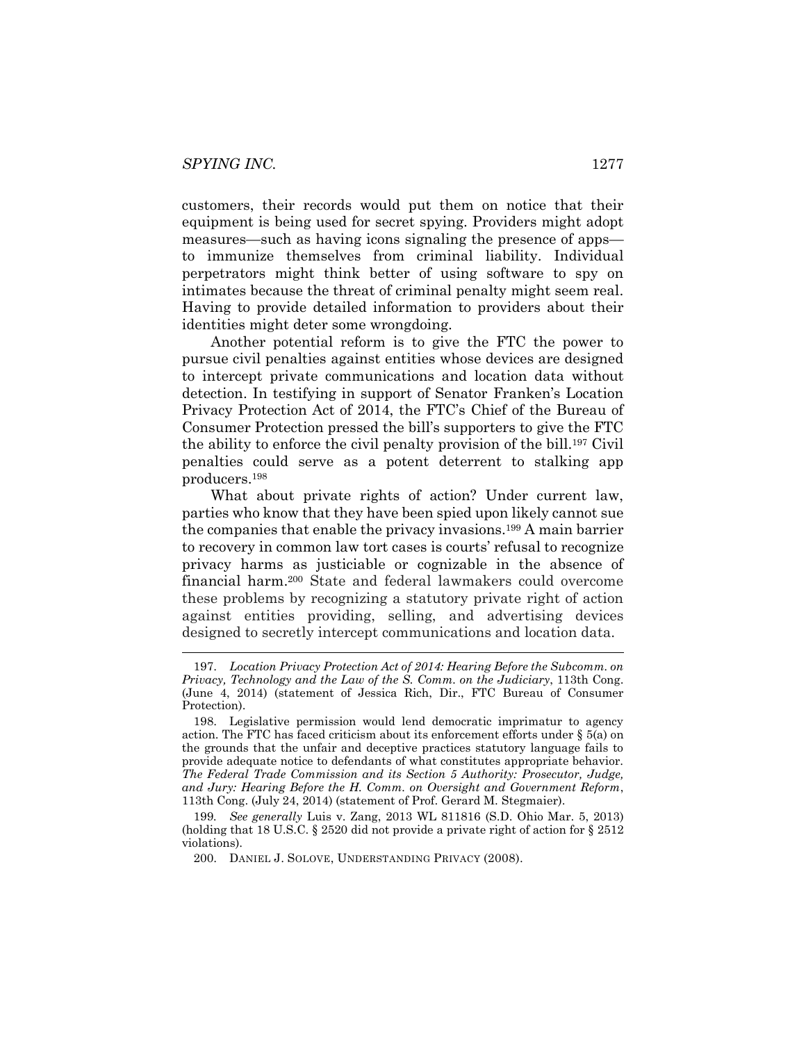customers, their records would put them on notice that their equipment is being used for secret spying. Providers might adopt measures—such as having icons signaling the presence of apps—to immunize themselves from criminal liability. Individual perpetrators might think better of using software to spy on intimates because the threat of criminal penalty might seem real. Having to provide detailed information to providers about their identities might deter some wrongdoing.

Another potential reform is to give the FTC the power to pursue civil penalties against entities whose devices are designed to intercept private communications and location data without detection. In testifying in support of Senator Franken's Location Privacy Protection Act of 2014, the FTC's Chief of the Bureau of Consumer Protection pressed the bill's supporters to give the FTC the ability to enforce the civil penalty provision of the bill.[197] Civil penalties could serve as a potent deterrent to stalking app producers.[198]

What about private rights of action? Under current law, parties who know that they have been spied upon likely cannot sue the companies that enable the privacy invasions.[199] A main barrier to recovery in common law tort cases is courts' refusal to recognize privacy harms as justiciable or cognizable in the absence of financial harm.[200] State and federal lawmakers could overcome these problems by recognizing a statutory private right of action against entities providing, selling, and advertising devices designed to secretly intercept communications and location data.

---

197. *Location Privacy Protection Act of 2014: Hearing Before the Subcomm. on Privacy, Technology and the Law of the S. Comm. on the Judiciary*, 113th Cong. (June 4, 2014) (statement of Jessica Rich, Dir., FTC Bureau of Consumer Protection).

198. Legislative permission would lend democratic imprimatur to agency action. The FTC has faced criticism about its enforcement efforts under § 5(a) on the grounds that the unfair and deceptive practices statutory language fails to provide adequate notice to defendants of what constitutes appropriate behavior. *The Federal Trade Commission and its Section 5 Authority: Prosecutor, Judge, and Jury: Hearing Before the H. Comm. on Oversight and Government Reform*, 113th Cong. (July 24, 2014) (statement of Prof. Gerard M. Stegmaier).

199. *See generally* Luis v. Zang, 2013 WL 811816 (S.D. Ohio Mar. 5, 2013) (holding that 18 U.S.C. § 2520 did not provide a private right of action for § 2512 violations).

200. DANIEL J. SOLOVE, UNDERSTANDING PRIVACY (2008).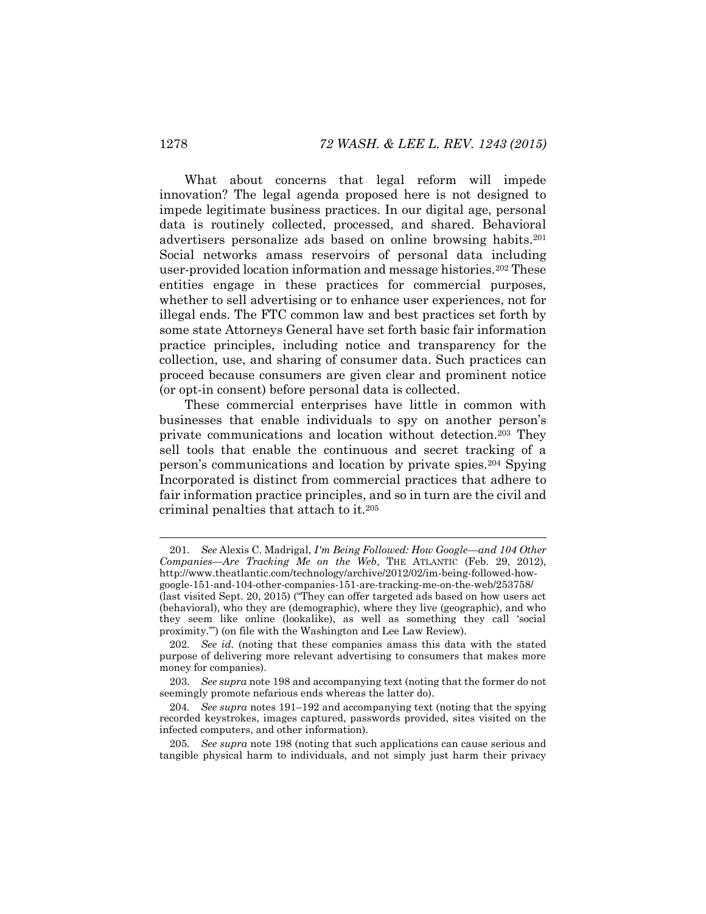What about concerns that legal reform will impede innovation? The legal agenda proposed here is not designed to impede legitimate business practices. In our digital age, personal data is routinely collected, processed, and shared. Behavioral advertisers personalize ads based on online browsing habits.[201] Social networks amass reservoirs of personal data including user-provided location information and message histories.[202] These entities engage in these practices for commercial purposes, whether to sell advertising or to enhance user experiences, not for illegal ends. The FTC common law and best practices set forth by some state Attorneys General have set forth basic fair information practice principles, including notice and transparency for the collection, use, and sharing of consumer data. Such practices can proceed because consumers are given clear and prominent notice (or opt-in consent) before personal data is collected.

These commercial enterprises have little in common with businesses that enable individuals to spy on another person's private communications and location without detection.[203] They sell tools that enable the continuous and secret tracking of a person's communications and location by private spies.[204] Spying Incorporated is distinct from commercial practices that adhere to fair information practice principles, and so in turn are the civil and criminal penalties that attach to it.[205]

---

201. *See* Alexis C. Madrigal, *I'm Being Followed: How Google—and 104 Other Companies—Are Tracking Me on the Web*, THE ATLANTIC (Feb. 29, 2012), http://www.theatlantic.com/technology/archive/2012/02/im-being-followed-how-google-151-and-104-other-companies-151-are-tracking-me-on-the-web/253758/ (last visited Sept. 20, 2015) ("They can offer targeted ads based on how users act (behavioral), who they are (demographic), where they live (geographic), and who they seem like online (lookalike), as well as something they call 'social proximity.'") (on file with the Washington and Lee Law Review).

202. *See id.* (noting that these companies amass this data with the stated purpose of delivering more relevant advertising to consumers that makes more money for companies).

203. *See supra* note 198 and accompanying text (noting that the former do not seemingly promote nefarious ends whereas the latter do).

204. *See supra* notes 191–192 and accompanying text (noting that the spying recorded keystrokes, images captured, passwords provided, sites visited on the infected computers, and other information).

205. *See supra* note 198 (noting that such applications can cause serious and tangible physical harm to individuals, and not simply just harm their privacy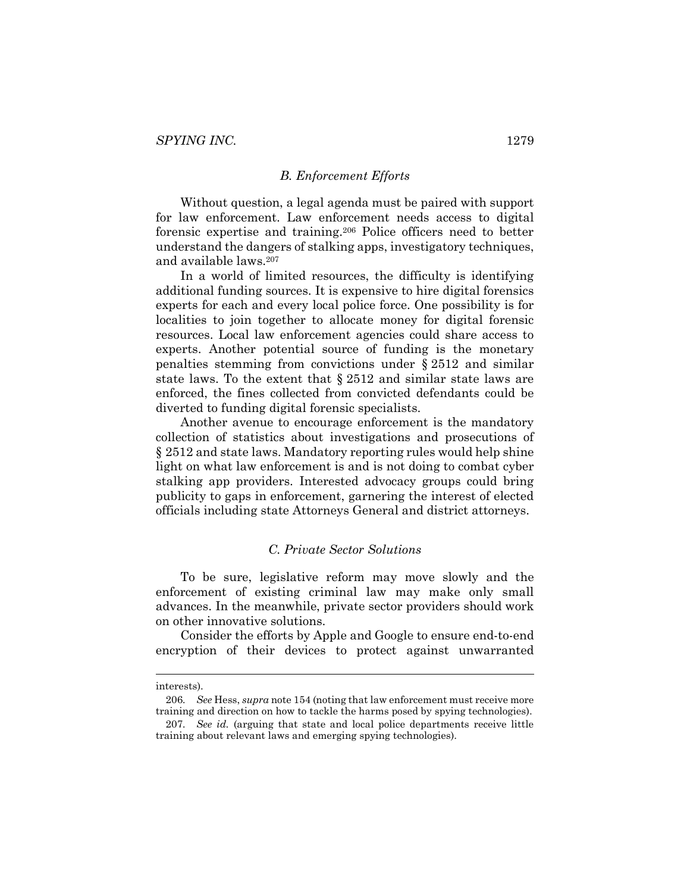### *B. Enforcement Efforts*

Without question, a legal agenda must be paired with support for law enforcement. Law enforcement needs access to digital forensic expertise and training.[206] Police officers need to better understand the dangers of stalking apps, investigatory techniques, and available laws.[207]

In a world of limited resources, the difficulty is identifying additional funding sources. It is expensive to hire digital forensics experts for each and every local police force. One possibility is for localities to join together to allocate money for digital forensic resources. Local law enforcement agencies could share access to experts. Another potential source of funding is the monetary penalties stemming from convictions under § 2512 and similar state laws. To the extent that § 2512 and similar state laws are enforced, the fines collected from convicted defendants could be diverted to funding digital forensic specialists.

Another avenue to encourage enforcement is the mandatory collection of statistics about investigations and prosecutions of § 2512 and state laws. Mandatory reporting rules would help shine light on what law enforcement is and is not doing to combat cyber stalking app providers. Interested advocacy groups could bring publicity to gaps in enforcement, garnering the interest of elected officials including state Attorneys General and district attorneys.

### *C. Private Sector Solutions*

To be sure, legislative reform may move slowly and the enforcement of existing criminal law may make only small advances. In the meanwhile, private sector providers should work on other innovative solutions.

Consider the efforts by Apple and Google to ensure end-to-end encryption of their devices to protect against unwarranted

---

interests).

206. *See* Hess, *supra* note 154 (noting that law enforcement must receive more training and direction on how to tackle the harms posed by spying technologies).

207. *See id.* (arguing that state and local police departments receive little training about relevant laws and emerging spying technologies).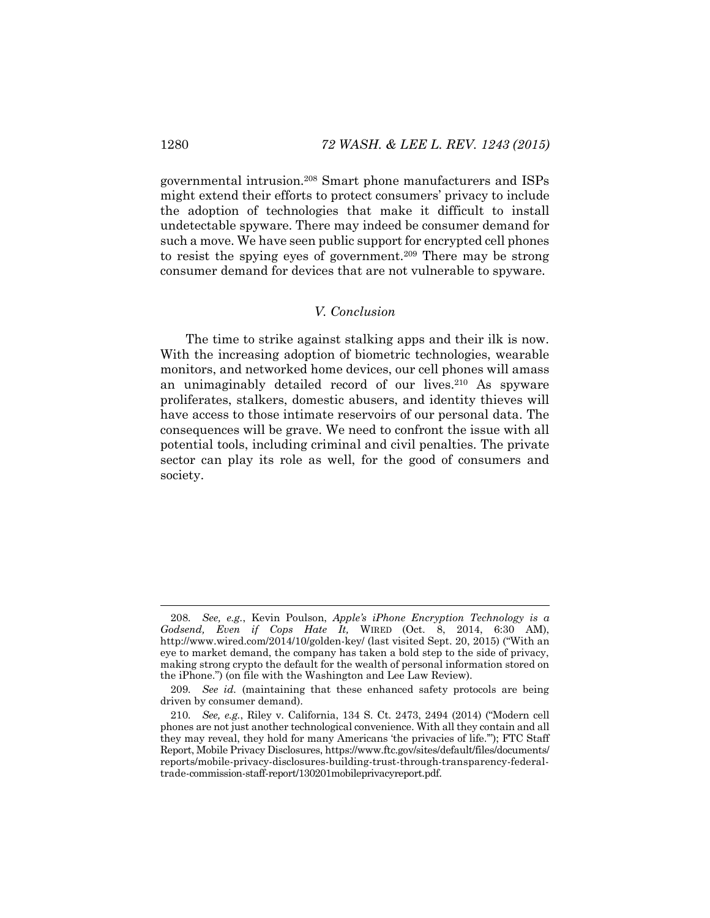governmental intrusion.[208] Smart phone manufacturers and ISPs might extend their efforts to protect consumers' privacy to include the adoption of technologies that make it difficult to install undetectable spyware. There may indeed be consumer demand for such a move. We have seen public support for encrypted cell phones to resist the spying eyes of government.[209] There may be strong consumer demand for devices that are not vulnerable to spyware.

### *V. Conclusion*

The time to strike against stalking apps and their ilk is now. With the increasing adoption of biometric technologies, wearable monitors, and networked home devices, our cell phones will amass an unimaginably detailed record of our lives.[210] As spyware proliferates, stalkers, domestic abusers, and identity thieves will have access to those intimate reservoirs of our personal data. The consequences will be grave. We need to confront the issue with all potential tools, including criminal and civil penalties. The private sector can play its role as well, for the good of consumers and society.

---

208. *See, e.g.*, Kevin Poulson, *Apple's iPhone Encryption Technology is a Godsend, Even if Cops Hate It,* WIRED (Oct. 8, 2014, 6:30 AM), http://www.wired.com/2014/10/golden-key/ (last visited Sept. 20, 2015) ("With an eye to market demand, the company has taken a bold step to the side of privacy, making strong crypto the default for the wealth of personal information stored on the iPhone.") (on file with the Washington and Lee Law Review).

209. *See id.* (maintaining that these enhanced safety protocols are being driven by consumer demand).

210. *See, e.g.*, Riley v. California, 134 S. Ct. 2473, 2494 (2014) ("Modern cell phones are not just another technological convenience. With all they contain and all they may reveal, they hold for many Americans 'the privacies of life.'"); FTC Staff Report, Mobile Privacy Disclosures, https://www.ftc.gov/sites/default/files/documents/reports/mobile-privacy-disclosures-building-trust-through-transparency-federal-trade-commission-staff-report/130201mobileprivacyreport.pdf.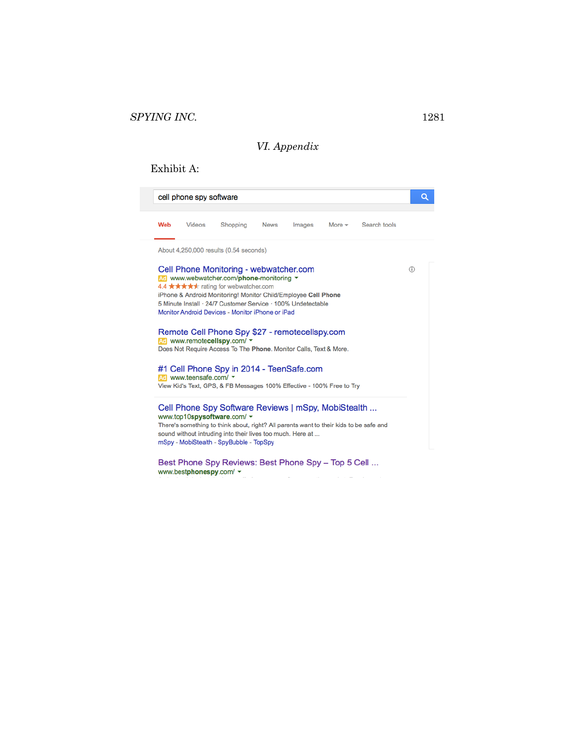## VI. Appendix

Exhibit A:

cell phone spy software

Web Videos Shopping News Images More Search tools

About 4,250,000 results (0.54 seconds)

Cell Phone Monitoring - webwatcher.com
Ad www.webwatcher.com/phone-monitoring
4.4 ★★★★★ rating for webwatcher.com
iPhone & Android Monitoring! Monitor Child/Employee **Cell Phone**
5 Minute Install · 24/7 Customer Service · 100% Undetectable
Monitor Android Devices - Monitor iPhone or iPad

Remote Cell Phone Spy $27 - remotecellspy.com
Ad www.remote**cellspy**.com/
Does Not Require Access To The **Phone**. Monitor Calls, Text & More.

#1 Cell Phone Spy in 2014 - TeenSafe.com
Ad www.teensafe.com/
View Kid's Text, GPS, & FB Messages 100% Effective - 100% Free to Try

Cell Phone Spy Software Reviews | mSpy, MobiStealth ...
www.top10**spysoftware**.com/
There's something to think about, right? All parents want to their kids to be safe and sound without intruding into their lives too much. Here at ...
mSpy - MobiStealth - SpyBubble - TopSpy

Best Phone Spy Reviews: Best Phone Spy – Top 5 Cell ...
www.best**phonespy**.com/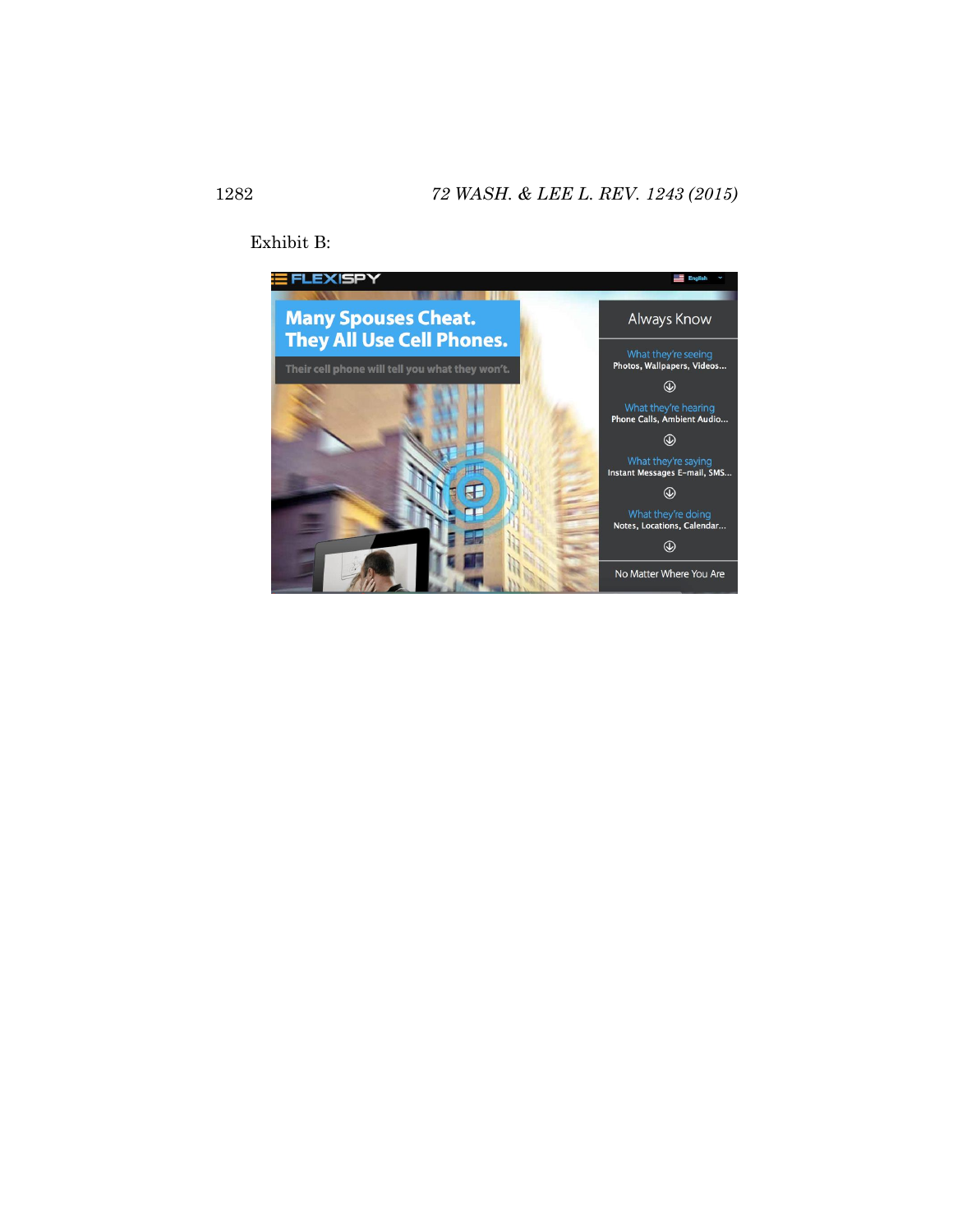Exhibit B:

FLEXISPY

Many Spouses Cheat. They All Use Cell Phones.

Their cell phone will tell you what they won't.

Always Know

What they're seeing
Photos, Wallpapers, Videos...

What they're hearing
Phone Calls, Ambient Audio...

What they're saying
Instant Messages E-mail, SMS...

What they're doing
Notes, Locations, Calendar...

No Matter Where You Are